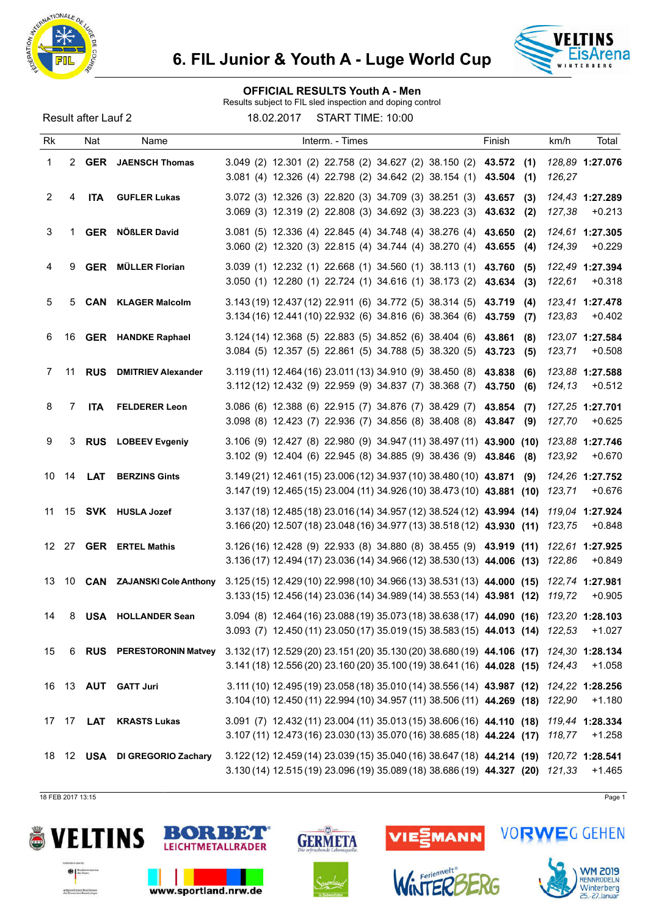# 6. FIL Junior & Youth A - Luge World Cup

## OFFICIAL RESULTS Youth A - Men

Results subject to FIL sled inspection and doping control

Result after Lauf 2 — 18.02.2017 — START TIME: 10:00

| Rk | | Nat | Name | Interm. - Times | Finish | | km/h | Total |
|---|---|---|---|---|---|---|---|---|
| 1 | 2 | **GER** | **JAENSCH Thomas** | 3.049 (2) 12.301 (2) 22.758 (2) 34.627 (2) 38.150 (2) | **43.572** | **(1)** | *128,89* | **1:27.076** |
| | | | | 3.081 (4) 12.326 (4) 22.798 (2) 34.642 (2) 38.154 (1) | **43.504** | **(1)** | *126,27* | |
| 2 | 4 | **ITA** | **GUFLER Lukas** | 3.072 (3) 12.326 (3) 22.820 (3) 34.709 (3) 38.251 (3) | **43.657** | **(3)** | *124,43* | **1:27.289** |
| | | | | 3.069 (3) 12.319 (2) 22.808 (3) 34.692 (3) 38.223 (3) | **43.632** | **(2)** | *127,38* | +0.213 |
| 3 | 1 | **GER** | **NÖßLER David** | 3.081 (5) 12.336 (4) 22.845 (4) 34.748 (4) 38.276 (4) | **43.650** | **(2)** | *124,61* | **1:27.305** |
| | | | | 3.060 (2) 12.320 (3) 22.815 (4) 34.744 (4) 38.270 (4) | **43.655** | **(4)** | *124,39* | +0.229 |
| 4 | 9 | **GER** | **MÜLLER Florian** | 3.039 (1) 12.232 (1) 22.668 (1) 34.560 (1) 38.113 (1) | **43.760** | **(5)** | *122,49* | **1:27.394** |
| | | | | 3.050 (1) 12.280 (1) 22.724 (1) 34.616 (1) 38.173 (2) | **43.634** | **(3)** | *122,61* | +0.318 |
| 5 | 5 | **CAN** | **KLAGER Malcolm** | 3.143 (19) 12.437 (12) 22.911 (6) 34.772 (5) 38.314 (5) | **43.719** | **(4)** | *123,41* | **1:27.478** |
| | | | | 3.134 (16) 12.441 (10) 22.932 (6) 34.816 (6) 38.364 (6) | **43.759** | **(7)** | *123,83* | +0.402 |
| 6 | 16 | **GER** | **HANDKE Raphael** | 3.124 (14) 12.368 (5) 22.883 (5) 34.852 (6) 38.404 (6) | **43.861** | **(8)** | *123,07* | **1:27.584** |
| | | | | 3.084 (5) 12.357 (5) 22.861 (5) 34.788 (5) 38.320 (5) | **43.723** | **(5)** | *123,71* | +0.508 |
| 7 | 11 | **RUS** | **DMITRIEV Alexander** | 3.119 (11) 12.464 (16) 23.011 (13) 34.910 (9) 38.450 (8) | **43.838** | **(6)** | *123,88* | **1:27.588** |
| | | | | 3.112 (12) 12.432 (9) 22.959 (9) 34.837 (7) 38.368 (7) | **43.750** | **(6)** | *124,13* | +0.512 |
| 8 | 7 | **ITA** | **FELDERER Leon** | 3.086 (6) 12.388 (6) 22.915 (7) 34.876 (7) 38.429 (7) | **43.854** | **(7)** | *127,25* | **1:27.701** |
| | | | | 3.098 (8) 12.423 (7) 22.936 (7) 34.856 (8) 38.408 (8) | **43.847** | **(9)** | *127,70* | +0.625 |
| 9 | 3 | **RUS** | **LOBEEV Evgeniy** | 3.106 (9) 12.427 (8) 22.980 (9) 34.947 (11) 38.497 (11) | **43.900** | **(10)** | *123,88* | **1:27.746** |
| | | | | 3.102 (9) 12.404 (6) 22.945 (8) 34.885 (9) 38.436 (9) | **43.846** | **(8)** | *123,92* | +0.670 |
| 10 | 14 | **LAT** | **BERZINS Gints** | 3.149 (21) 12.461 (15) 23.006 (12) 34.937 (10) 38.480 (10) | **43.871** | **(9)** | *124,26* | **1:27.752** |
| | | | | 3.147 (19) 12.465 (15) 23.004 (11) 34.926 (10) 38.473 (10) | **43.881** | **(10)** | *123,71* | +0.676 |
| 11 | 15 | **SVK** | **HUSLA Jozef** | 3.137 (18) 12.485 (18) 23.016 (14) 34.957 (12) 38.524 (12) | **43.994** | **(14)** | *119,04* | **1:27.924** |
| | | | | 3.166 (20) 12.507 (18) 23.048 (16) 34.977 (13) 38.518 (12) | **43.930** | **(11)** | *123,75* | +0.848 |
| 12 | 27 | **GER** | **ERTEL Mathis** | 3.126 (16) 12.428 (9) 22.933 (8) 34.880 (8) 38.455 (9) | **43.919** | **(11)** | *122,61* | **1:27.925** |
| | | | | 3.136 (17) 12.494 (17) 23.036 (14) 34.966 (12) 38.530 (13) | **44.006** | **(13)** | *122,86* | +0.849 |
| 13 | 10 | **CAN** | **ZAJANSKI Cole Anthony** | 3.125 (15) 12.429 (10) 22.998 (10) 34.966 (13) 38.531 (13) | **44.000** | **(15)** | *122,74* | **1:27.981** |
| | | | | 3.133 (15) 12.456 (14) 23.036 (14) 34.989 (14) 38.553 (14) | **43.981** | **(12)** | *119,72* | +0.905 |
| 14 | 8 | **USA** | **HOLLANDER Sean** | 3.094 (8) 12.464 (16) 23.088 (19) 35.073 (18) 38.638 (17) | **44.090** | **(16)** | *123,20* | **1:28.103** |
| | | | | 3.093 (7) 12.450 (11) 23.050 (17) 35.019 (15) 38.583 (15) | **44.013** | **(14)** | *122,53* | +1.027 |
| 15 | 6 | **RUS** | **PERESTORONIN Matvey** | 3.132 (17) 12.529 (20) 23.151 (20) 35.130 (20) 38.680 (19) | **44.106** | **(17)** | *124,30* | **1:28.134** |
| | | | | 3.141 (18) 12.556 (20) 23.160 (20) 35.100 (19) 38.641 (16) | **44.028** | **(15)** | *124,43* | +1.058 |
| 16 | 13 | **AUT** | **GATT Juri** | 3.111 (10) 12.495 (19) 23.058 (18) 35.010 (14) 38.556 (14) | **43.987** | **(12)** | *124,22* | **1:28.256** |
| | | | | 3.104 (10) 12.450 (11) 22.994 (10) 34.957 (11) 38.506 (11) | **44.269** | **(18)** | *122,90* | +1.180 |
| 17 | 17 | **LAT** | **KRASTS Lukas** | 3.091 (7) 12.432 (11) 23.004 (11) 35.013 (15) 38.606 (16) | **44.110** | **(18)** | *119,44* | **1:28.334** |
| | | | | 3.107 (11) 12.473 (16) 23.030 (13) 35.070 (16) 38.685 (18) | **44.224** | **(17)** | *118,77* | +1.258 |
| 18 | 12 | **USA** | **DI GREGORIO Zachary** | 3.122 (12) 12.459 (14) 23.039 (15) 35.040 (16) 38.647 (18) | **44.214** | **(19)** | *120,72* | **1:28.541** |
| | | | | 3.130 (14) 12.515 (19) 23.096 (19) 35.089 (18) 38.686 (19) | **44.327** | **(20)** | *121,33* | +1.465 |

18 FEB 2017 13:15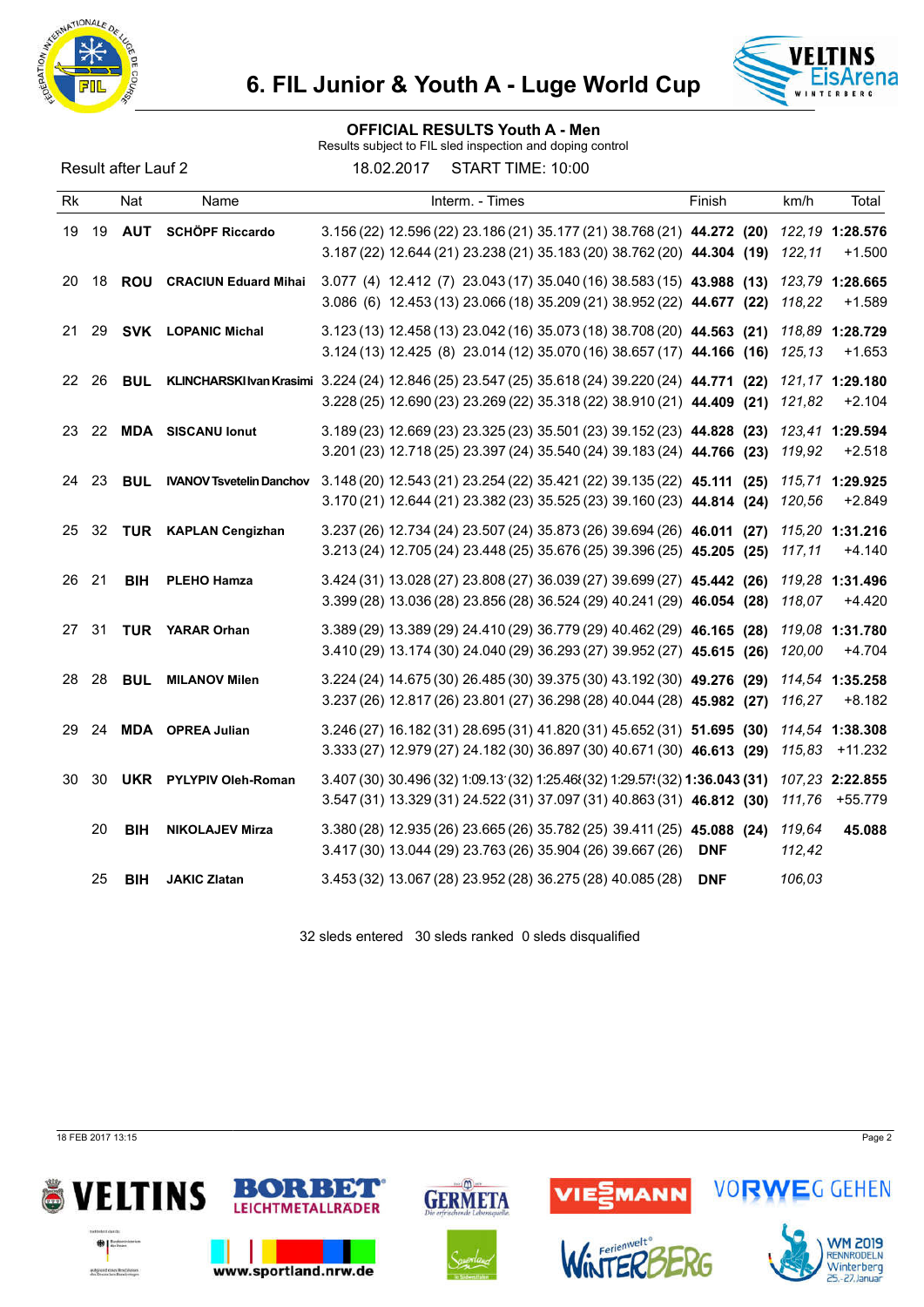# 6. FIL Junior & Youth A - Luge World Cup

## OFFICIAL RESULTS Youth A - Men

Results subject to FIL sled inspection and doping control

Result after Lauf 2 | 18.02.2017 | START TIME: 10:00

| Rk | | Nat | Name | Interm. - Times | Finish | | km/h | Total |
|---|---|---|---|---|---|---|---|---|
| 19 | 19 | AUT | SCHÖPF Riccardo | 3.156 (22) 12.596 (22) 23.186 (21) 35.177 (21) 38.768 (21) | 44.272 | (20) | 122,19 | 1:28.576 |
| | | | | 3.187 (22) 12.644 (21) 23.238 (21) 35.183 (20) 38.762 (20) | 44.304 | (19) | 122,11 | +1.500 |
| 20 | 18 | ROU | CRACIUN Eduard Mihai | 3.077 (4) 12.412 (7) 23.043 (17) 35.040 (16) 38.583 (15) | 43.988 | (13) | 123,79 | 1:28.665 |
| | | | | 3.086 (6) 12.453 (13) 23.066 (18) 35.209 (21) 38.952 (22) | 44.677 | (22) | 118,22 | +1.589 |
| 21 | 29 | SVK | LOPANIC Michal | 3.123 (13) 12.458 (13) 23.042 (16) 35.073 (18) 38.708 (20) | 44.563 | (21) | 118,89 | 1:28.729 |
| | | | | 3.124 (13) 12.425 (8) 23.014 (12) 35.070 (16) 38.657 (17) | 44.166 | (16) | 125,13 | +1.653 |
| 22 | 26 | BUL | KLINCHARSKI Ivan Krasimi | 3.224 (24) 12.846 (25) 23.547 (25) 35.618 (24) 39.220 (24) | 44.771 | (22) | 121,17 | 1:29.180 |
| | | | | 3.228 (25) 12.690 (23) 23.269 (22) 35.318 (22) 38.910 (21) | 44.409 | (21) | 121,82 | +2.104 |
| 23 | 22 | MDA | SISCANU Ionut | 3.189 (23) 12.669 (23) 23.325 (23) 35.501 (23) 39.152 (23) | 44.828 | (23) | 123,41 | 1:29.594 |
| | | | | 3.201 (23) 12.718 (25) 23.397 (24) 35.540 (24) 39.183 (24) | 44.766 | (23) | 119,92 | +2.518 |
| 24 | 23 | BUL | IVANOV Tsvetelin Danchov | 3.148 (20) 12.543 (21) 23.254 (22) 35.421 (22) 39.135 (22) | 45.111 | (25) | 115,71 | 1:29.925 |
| | | | | 3.170 (21) 12.644 (21) 23.382 (23) 35.525 (23) 39.160 (23) | 44.814 | (24) | 120,56 | +2.849 |
| 25 | 32 | TUR | KAPLAN Cengizhan | 3.237 (26) 12.734 (24) 23.507 (24) 35.873 (26) 39.694 (26) | 46.011 | (27) | 115,20 | 1:31.216 |
| | | | | 3.213 (24) 12.705 (24) 23.448 (25) 35.676 (25) 39.396 (25) | 45.205 | (25) | 117,11 | +4.140 |
| 26 | 21 | BIH | PLEHO Hamza | 3.424 (31) 13.028 (27) 23.808 (27) 36.039 (27) 39.699 (27) | 45.442 | (26) | 119,28 | 1:31.496 |
| | | | | 3.399 (28) 13.036 (28) 23.856 (28) 36.524 (29) 40.241 (29) | 46.054 | (28) | 118,07 | +4.420 |
| 27 | 31 | TUR | YARAR Orhan | 3.389 (29) 13.389 (29) 24.410 (29) 36.779 (29) 40.462 (29) | 46.165 | (28) | 119,08 | 1:31.780 |
| | | | | 3.410 (29) 13.174 (30) 24.040 (29) 36.293 (27) 39.952 (27) | 45.615 | (26) | 120,00 | +4.704 |
| 28 | 28 | BUL | MILANOV Milen | 3.224 (24) 14.675 (30) 26.485 (30) 39.375 (30) 43.192 (30) | 49.276 | (29) | 114,54 | 1:35.258 |
| | | | | 3.237 (26) 12.817 (26) 23.801 (27) 36.298 (28) 40.044 (28) | 45.982 | (27) | 116,27 | +8.182 |
| 29 | 24 | MDA | OPREA Julian | 3.246 (27) 16.182 (31) 28.695 (31) 41.820 (31) 45.652 (31) | 51.695 | (30) | 114,54 | 1:38.308 |
| | | | | 3.333 (27) 12.979 (27) 24.182 (30) 36.897 (30) 40.671 (30) | 46.613 | (29) | 115,83 | +11.232 |
| 30 | 30 | UKR | PYLYPIV Oleh-Roman | 3.407 (30) 30.496 (32) 1:09.13 (32) 1:25.46 (32) 1:29.57 (32) | 1:36.043 | (31) | 107,23 | 2:22.855 |
| | | | | 3.547 (31) 13.329 (31) 24.522 (31) 37.097 (31) 40.863 (31) | 46.812 | (30) | 111,76 | +55.779 |
| | 20 | BIH | NIKOLAJEV Mirza | 3.380 (28) 12.935 (26) 23.665 (26) 35.782 (25) 39.411 (25) | 45.088 | (24) | 119,64 | 45.088 |
| | | | | 3.417 (30) 13.044 (29) 23.763 (26) 35.904 (26) 39.667 (26) | DNF | | 112,42 | |
| | 25 | BIH | JAKIC Zlatan | 3.453 (32) 13.067 (28) 23.952 (28) 36.275 (28) 40.085 (28) | DNF | | 106,03 | |

32 sleds entered   30 sleds ranked   0 sleds disqualified

18 FEB 2017 13:15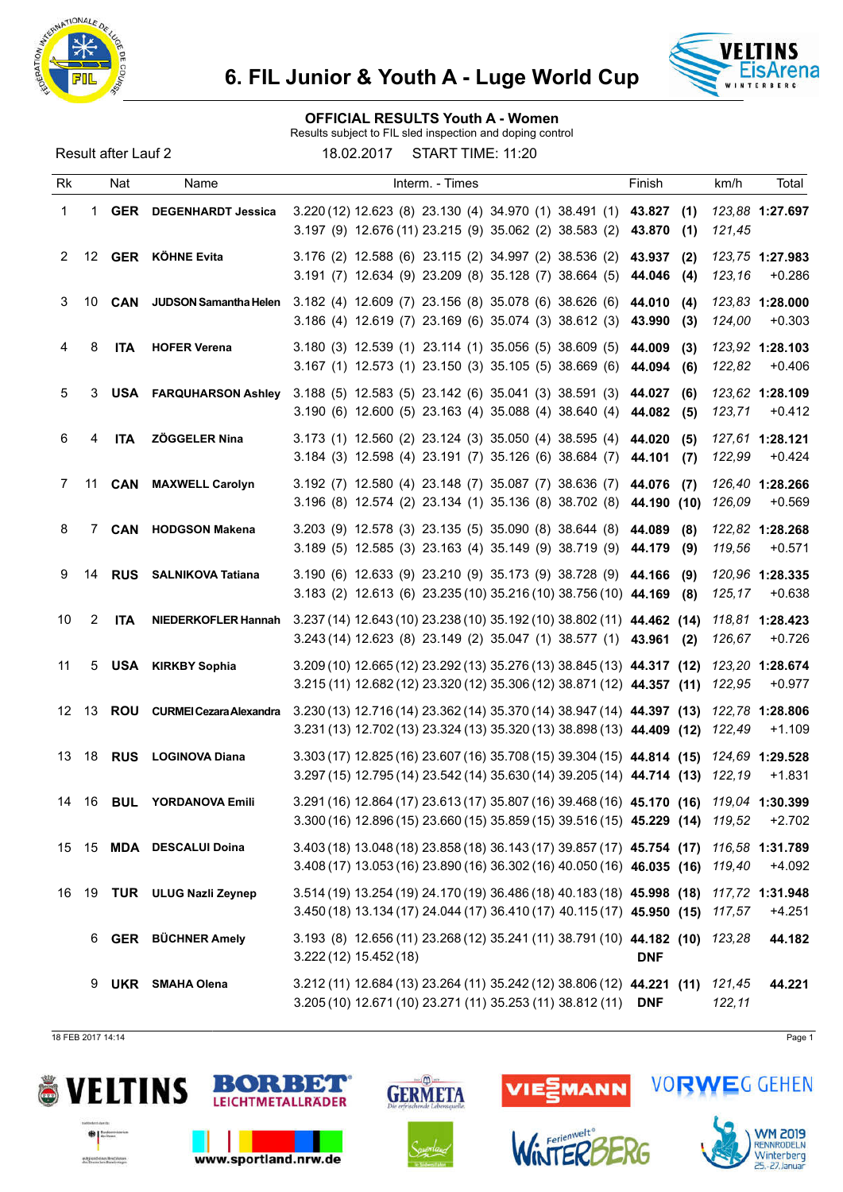# 6. FIL Junior & Youth A - Luge World Cup

## OFFICIAL RESULTS Youth A - Women

Results subject to FIL sled inspection and doping control

Result after Lauf 2 — 18.02.2017 — START TIME: 11:20

| Rk | | Nat | Name | Interm. - Times | Finish | | km/h | Total |
|---|---|---|---|---|---|---|---|---|
| 1 | 1 | GER | DEGENHARDT Jessica | 3.220 (12) 12.623 (8) 23.130 (4) 34.970 (1) 38.491 (1) | **43.827** | **(1)** | *123,88* | **1:27.697** |
| | | | | 3.197 (9) 12.676 (11) 23.215 (9) 35.062 (2) 38.583 (2) | **43.870** | **(1)** | *121,45* | |
| 2 | 12 | GER | KÖHNE Evita | 3.176 (2) 12.588 (6) 23.115 (2) 34.997 (2) 38.536 (2) | **43.937** | **(2)** | *123,75* | **1:27.983** |
| | | | | 3.191 (7) 12.634 (9) 23.209 (8) 35.128 (7) 38.664 (5) | **44.046** | **(4)** | *123,16* | +0.286 |
| 3 | 10 | CAN | JUDSON Samantha Helen | 3.182 (4) 12.609 (7) 23.156 (8) 35.078 (6) 38.626 (6) | **44.010** | **(4)** | *123,83* | **1:28.000** |
| | | | | 3.186 (4) 12.619 (7) 23.169 (6) 35.074 (3) 38.612 (3) | **43.990** | **(3)** | *124,00* | +0.303 |
| 4 | 8 | ITA | HOFER Verena | 3.180 (3) 12.539 (1) 23.114 (1) 35.056 (5) 38.609 (5) | **44.009** | **(3)** | *123,92* | **1:28.103** |
| | | | | 3.167 (1) 12.573 (1) 23.150 (3) 35.105 (5) 38.669 (6) | **44.094** | **(6)** | *122,82* | +0.406 |
| 5 | 3 | USA | FARQUHARSON Ashley | 3.188 (5) 12.583 (5) 23.142 (6) 35.041 (3) 38.591 (3) | **44.027** | **(6)** | *123,62* | **1:28.109** |
| | | | | 3.190 (6) 12.600 (5) 23.163 (4) 35.088 (4) 38.640 (4) | **44.082** | **(5)** | *123,71* | +0.412 |
| 6 | 4 | ITA | ZÖGGELER Nina | 3.173 (1) 12.560 (2) 23.124 (3) 35.050 (4) 38.595 (4) | **44.020** | **(5)** | *127,61* | **1:28.121** |
| | | | | 3.184 (3) 12.598 (4) 23.191 (7) 35.126 (6) 38.684 (7) | **44.101** | **(7)** | *122,99* | +0.424 |
| 7 | 11 | CAN | MAXWELL Carolyn | 3.192 (7) 12.580 (4) 23.148 (7) 35.087 (7) 38.636 (7) | **44.076** | **(7)** | *126,40* | **1:28.266** |
| | | | | 3.196 (8) 12.574 (2) 23.134 (1) 35.136 (8) 38.702 (8) | **44.190** | **(10)** | *126,09* | +0.569 |
| 8 | 7 | CAN | HODGSON Makena | 3.203 (9) 12.578 (3) 23.135 (5) 35.090 (8) 38.644 (8) | **44.089** | **(8)** | *122,82* | **1:28.268** |
| | | | | 3.189 (5) 12.585 (3) 23.163 (4) 35.149 (9) 38.719 (9) | **44.179** | **(9)** | *119,56* | +0.571 |
| 9 | 14 | RUS | SALNIKOVA Tatiana | 3.190 (6) 12.633 (9) 23.210 (9) 35.173 (9) 38.728 (9) | **44.166** | **(9)** | *120,96* | **1:28.335** |
| | | | | 3.183 (2) 12.613 (6) 23.235 (10) 35.216 (10) 38.756 (10) | **44.169** | **(8)** | *125,17* | +0.638 |
| 10 | 2 | ITA | NIEDERKOFLER Hannah | 3.237 (14) 12.643 (10) 23.238 (10) 35.192 (10) 38.802 (11) | **44.462** | **(14)** | *118,81* | **1:28.423** |
| | | | | 3.243 (14) 12.623 (8) 23.149 (2) 35.047 (1) 38.577 (1) | **43.961** | **(2)** | *126,67* | +0.726 |
| 11 | 5 | USA | KIRKBY Sophia | 3.209 (10) 12.665 (12) 23.292 (13) 35.276 (13) 38.845 (13) | **44.317** | **(12)** | *123,20* | **1:28.674** |
| | | | | 3.215 (11) 12.682 (12) 23.320 (12) 35.306 (12) 38.871 (12) | **44.357** | **(11)** | *122,95* | +0.977 |
| 12 | 13 | ROU | CURMEI Cezara Alexandra | 3.230 (13) 12.716 (14) 23.362 (14) 35.370 (14) 38.947 (14) | **44.397** | **(13)** | *122,78* | **1:28.806** |
| | | | | 3.231 (13) 12.702 (13) 23.324 (13) 35.320 (13) 38.898 (13) | **44.409** | **(12)** | *122,49* | +1.109 |
| 13 | 18 | RUS | LOGINOVA Diana | 3.303 (17) 12.825 (16) 23.607 (16) 35.708 (15) 39.304 (15) | **44.814** | **(15)** | *124,69* | **1:29.528** |
| | | | | 3.297 (15) 12.795 (14) 23.542 (14) 35.630 (14) 39.205 (14) | **44.714** | **(13)** | *122,19* | +1.831 |
| 14 | 16 | BUL | YORDANOVA Emili | 3.291 (16) 12.864 (17) 23.613 (17) 35.807 (16) 39.468 (16) | **45.170** | **(16)** | *119,04* | **1:30.399** |
| | | | | 3.300 (16) 12.896 (15) 23.660 (15) 35.859 (15) 39.516 (15) | **45.229** | **(14)** | *119,52* | +2.702 |
| 15 | 15 | MDA | DESCALUI Doina | 3.403 (18) 13.048 (18) 23.858 (18) 36.143 (17) 39.857 (17) | **45.754** | **(17)** | *116,58* | **1:31.789** |
| | | | | 3.408 (17) 13.053 (16) 23.890 (16) 36.302 (16) 40.050 (16) | **46.035** | **(16)** | *119,40* | +4.092 |
| 16 | 19 | TUR | ULUG Nazli Zeynep | 3.514 (19) 13.254 (19) 24.170 (19) 36.486 (18) 40.183 (18) | **45.998** | **(18)** | *117,72* | **1:31.948** |
| | | | | 3.450 (18) 13.134 (17) 24.044 (17) 36.410 (17) 40.115 (17) | **45.950** | **(15)** | *117,57* | +4.251 |
| | 6 | GER | BÜCHNER Amely | 3.193 (8) 12.656 (11) 23.268 (12) 35.241 (11) 38.791 (10) | **44.182** | **(10)** | *123,28* | **44.182** |
| | | | | 3.222 (12) 15.452 (18) | **DNF** | | | |
| | 9 | UKR | SMAHA Olena | 3.212 (11) 12.684 (13) 23.264 (11) 35.242 (12) 38.806 (12) | **44.221** | **(11)** | *121,45* | **44.221** |
| | | | | 3.205 (10) 12.671 (10) 23.271 (11) 35.253 (11) 38.812 (11) | **DNF** | | *122,11* | |

18 FEB 2017 14:14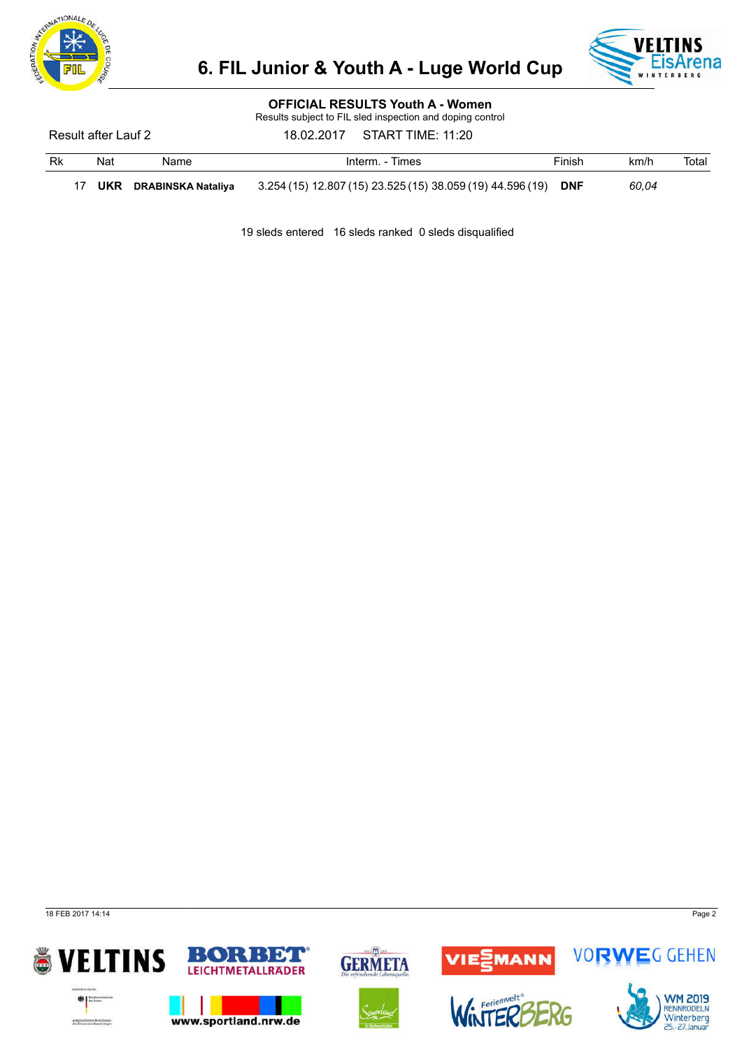# 6. FIL Junior & Youth A - Luge World Cup

## OFFICIAL RESULTS Youth A - Women

Results subject to FIL sled inspection and doping control

Result after Lauf 2 — 18.02.2017 — START TIME: 11:20

| Rk | Nat | Name | Interm. - Times | Finish | km/h | Total |
|---|---|---|---|---|---|---|
| 17 | **UKR** | **DRABINSKA Nataliya** | 3.254 (15) 12.807 (15) 23.525 (15) 38.059 (19) 44.596 (19) | **DNF** | *60,04* | |

19 sleds entered   16 sleds ranked   0 sleds disqualified

18 FEB 2017 14:14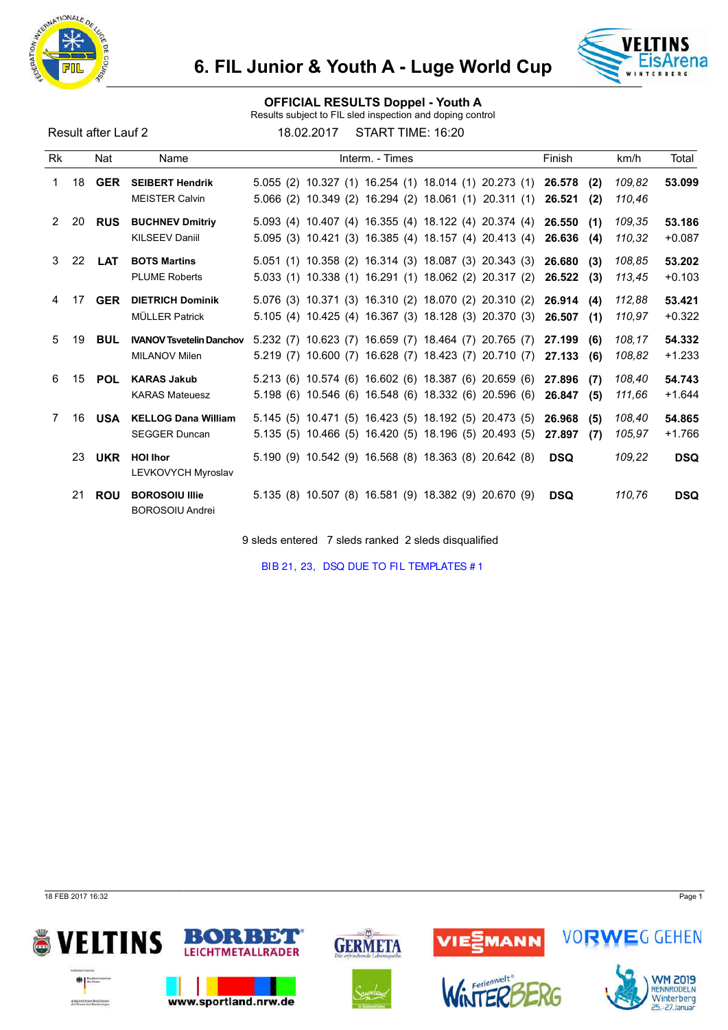# 6. FIL Junior & Youth A - Luge World Cup

## OFFICIAL RESULTS Doppel - Youth A

Results subject to FIL sled inspection and doping control

Result after Lauf 2 &nbsp;&nbsp;&nbsp; 18.02.2017 &nbsp;&nbsp;&nbsp; START TIME: 16:20

| Rk | | Nat | Name | Interm. - Times | | | | | Finish | | km/h | Total |
|---|---|---|---|---|---|---|---|---|---|---|---|---|
| 1 | 18 | **GER** | **SEIBERT Hendrik** | 5.055 (2) | 10.327 (1) | 16.254 (1) | 18.014 (1) | 20.273 (1) | **26.578** | **(2)** | *109,82* | **53.099** |
| | | | MEISTER Calvin | 5.066 (2) | 10.349 (2) | 16.294 (2) | 18.061 (1) | 20.311 (1) | **26.521** | **(2)** | *110,46* | |
| 2 | 20 | **RUS** | **BUCHNEV Dmitriy** | 5.093 (4) | 10.407 (4) | 16.355 (4) | 18.122 (4) | 20.374 (4) | **26.550** | **(1)** | *109,35* | **53.186** |
| | | | KILSEEV Daniil | 5.095 (3) | 10.421 (3) | 16.385 (4) | 18.157 (4) | 20.413 (4) | **26.636** | **(4)** | *110,32* | +0.087 |
| 3 | 22 | **LAT** | **BOTS Martins** | 5.051 (1) | 10.358 (2) | 16.314 (3) | 18.087 (3) | 20.343 (3) | **26.680** | **(3)** | *108,85* | **53.202** |
| | | | PLUME Roberts | 5.033 (1) | 10.338 (1) | 16.291 (1) | 18.062 (2) | 20.317 (2) | **26.522** | **(3)** | *113,45* | +0.103 |
| 4 | 17 | **GER** | **DIETRICH Dominik** | 5.076 (3) | 10.371 (3) | 16.310 (2) | 18.070 (2) | 20.310 (2) | **26.914** | **(4)** | *112,88* | **53.421** |
| | | | MÜLLER Patrick | 5.105 (4) | 10.425 (4) | 16.367 (3) | 18.128 (3) | 20.370 (3) | **26.507** | **(1)** | *110,97* | +0.322 |
| 5 | 19 | **BUL** | **IVANOV Tsvetelin Danchov** | 5.232 (7) | 10.623 (7) | 16.659 (7) | 18.464 (7) | 20.765 (7) | **27.199** | **(6)** | *108,17* | **54.332** |
| | | | MILANOV Milen | 5.219 (7) | 10.600 (7) | 16.628 (7) | 18.423 (7) | 20.710 (7) | **27.133** | **(6)** | *108,82* | +1.233 |
| 6 | 15 | **POL** | **KARAS Jakub** | 5.213 (6) | 10.574 (6) | 16.602 (6) | 18.387 (6) | 20.659 (6) | **27.896** | **(7)** | *108,40* | **54.743** |
| | | | KARAS Mateuesz | 5.198 (6) | 10.546 (6) | 16.548 (6) | 18.332 (6) | 20.596 (6) | **26.847** | **(5)** | *111,66* | +1.644 |
| 7 | 16 | **USA** | **KELLOG Dana William** | 5.145 (5) | 10.471 (5) | 16.423 (5) | 18.192 (5) | 20.473 (5) | **26.968** | **(5)** | *108,40* | **54.865** |
| | | | SEGGER Duncan | 5.135 (5) | 10.466 (5) | 16.420 (5) | 18.196 (5) | 20.493 (5) | **27.897** | **(7)** | *105,97* | +1.766 |
| | 23 | **UKR** | **HOI Ihor** | 5.190 (9) | 10.542 (9) | 16.568 (8) | 18.363 (8) | 20.642 (8) | **DSQ** | | *109,22* | **DSQ** |
| | | | LEVKOVYCH Myroslav | | | | | | | | | |
| | 21 | **ROU** | **BOROSOIU Illie** | 5.135 (8) | 10.507 (8) | 16.581 (9) | 18.382 (9) | 20.670 (9) | **DSQ** | | *110,76* | **DSQ** |
| | | | BOROSOIU Andrei | | | | | | | | | |

9 sleds entered &nbsp; 7 sleds ranked &nbsp; 2 sleds disqualified

BIB 21, 23, DSQ DUE TO FIL TEMPLATES # 1

18 FEB 2017 16:32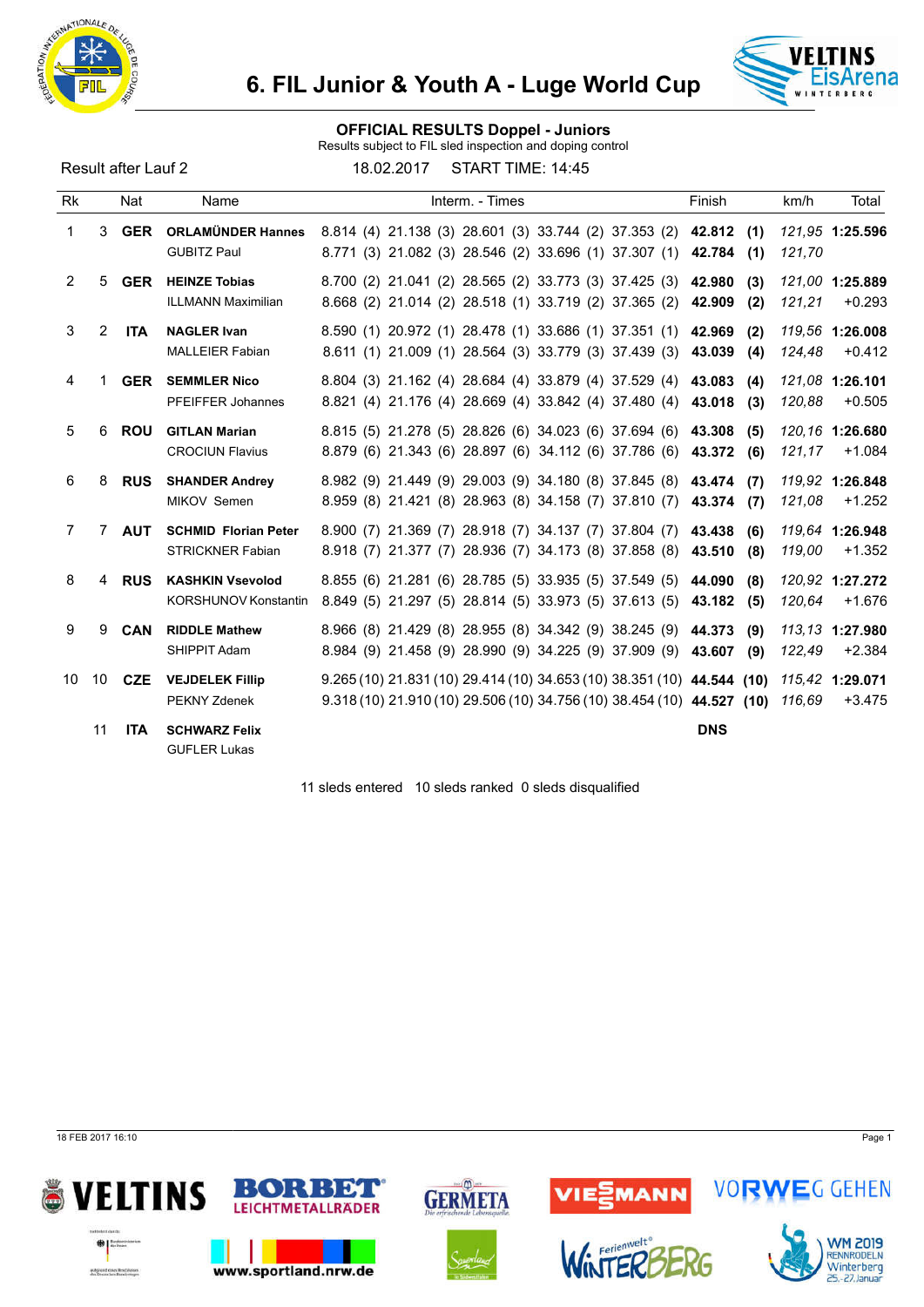# 6. FIL Junior & Youth A - Luge World Cup

## OFFICIAL RESULTS Doppel - Juniors

Results subject to FIL sled inspection and doping control

Result after Lauf 2 18.02.2017 START TIME: 14:45

| Rk | | Nat | Name | Interm. - Times | | | | | Finish | | km/h | Total |
|---|---|---|---|---|---|---|---|---|---|---|---|---|
| 1 | 3 | **GER** | **ORLAMÜNDER Hannes** | 8.814 (4) | 21.138 (3) | 28.601 (3) | 33.744 (2) | 37.353 (2) | **42.812** | **(1)** | *121,95* | **1:25.596** |
| | | | GUBITZ Paul | 8.771 (3) | 21.082 (3) | 28.546 (2) | 33.696 (1) | 37.307 (1) | **42.784** | **(1)** | *121,70* | |
| 2 | 5 | **GER** | **HEINZE Tobias** | 8.700 (2) | 21.041 (2) | 28.565 (2) | 33.773 (3) | 37.425 (3) | **42.980** | **(3)** | *121,00* | **1:25.889** |
| | | | ILLMANN Maximilian | 8.668 (2) | 21.014 (2) | 28.518 (1) | 33.719 (2) | 37.365 (2) | **42.909** | **(2)** | *121,21* | +0.293 |
| 3 | 2 | **ITA** | **NAGLER Ivan** | 8.590 (1) | 20.972 (1) | 28.478 (1) | 33.686 (1) | 37.351 (1) | **42.969** | **(2)** | *119,56* | **1:26.008** |
| | | | MALLEIER Fabian | 8.611 (1) | 21.009 (1) | 28.564 (3) | 33.779 (3) | 37.439 (3) | **43.039** | **(4)** | *124,48* | +0.412 |
| 4 | 1 | **GER** | **SEMMLER Nico** | 8.804 (3) | 21.162 (4) | 28.684 (4) | 33.879 (4) | 37.529 (4) | **43.083** | **(4)** | *121,08* | **1:26.101** |
| | | | PFEIFFER Johannes | 8.821 (4) | 21.176 (4) | 28.669 (4) | 33.842 (4) | 37.480 (4) | **43.018** | **(3)** | *120,88* | +0.505 |
| 5 | 6 | **ROU** | **GITLAN Marian** | 8.815 (5) | 21.278 (5) | 28.826 (6) | 34.023 (6) | 37.694 (6) | **43.308** | **(5)** | *120,16* | **1:26.680** |
| | | | CROCIUN Flavius | 8.879 (6) | 21.343 (6) | 28.897 (6) | 34.112 (6) | 37.786 (6) | **43.372** | **(6)** | *121,17* | +1.084 |
| 6 | 8 | **RUS** | **SHANDER Andrey** | 8.982 (9) | 21.449 (9) | 29.003 (9) | 34.180 (8) | 37.845 (8) | **43.474** | **(7)** | *119,92* | **1:26.848** |
| | | | MIKOV Semen | 8.959 (8) | 21.421 (8) | 28.963 (8) | 34.158 (7) | 37.810 (7) | **43.374** | **(7)** | *121,08* | +1.252 |
| 7 | 7 | **AUT** | **SCHMID Florian Peter** | 8.900 (7) | 21.369 (7) | 28.918 (7) | 34.137 (7) | 37.804 (7) | **43.438** | **(6)** | *119,64* | **1:26.948** |
| | | | STRICKNER Fabian | 8.918 (7) | 21.377 (7) | 28.936 (7) | 34.173 (8) | 37.858 (8) | **43.510** | **(8)** | *119,00* | +1.352 |
| 8 | 4 | **RUS** | **KASHKIN Vsevolod** | 8.855 (6) | 21.281 (6) | 28.785 (5) | 33.935 (5) | 37.549 (5) | **44.090** | **(8)** | *120,92* | **1:27.272** |
| | | | KORSHUNOV Konstantin | 8.849 (5) | 21.297 (5) | 28.814 (5) | 33.973 (5) | 37.613 (5) | **43.182** | **(5)** | *120,64* | +1.676 |
| 9 | 9 | **CAN** | **RIDDLE Mathew** | 8.966 (8) | 21.429 (8) | 28.955 (8) | 34.342 (9) | 38.245 (9) | **44.373** | **(9)** | *113,13* | **1:27.980** |
| | | | SHIPPIT Adam | 8.984 (9) | 21.458 (9) | 28.990 (9) | 34.225 (9) | 37.909 (9) | **43.607** | **(9)** | *122,49* | +2.384 |
| 10 | 10 | **CZE** | **VEJDELEK Fillip** | 9.265 (10) | 21.831 (10) | 29.414 (10) | 34.653 (10) | 38.351 (10) | **44.544** | **(10)** | *115,42* | **1:29.071** |
| | | | PEKNY Zdenek | 9.318 (10) | 21.910 (10) | 29.506 (10) | 34.756 (10) | 38.454 (10) | **44.527** | **(10)** | *116,69* | +3.475 |
| | 11 | **ITA** | **SCHWARZ Felix** | | | | | | **DNS** | | | |
| | | | GUFLER Lukas | | | | | | | | | |

11 sleds entered 10 sleds ranked 0 sleds disqualified

18 FEB 2017 16:10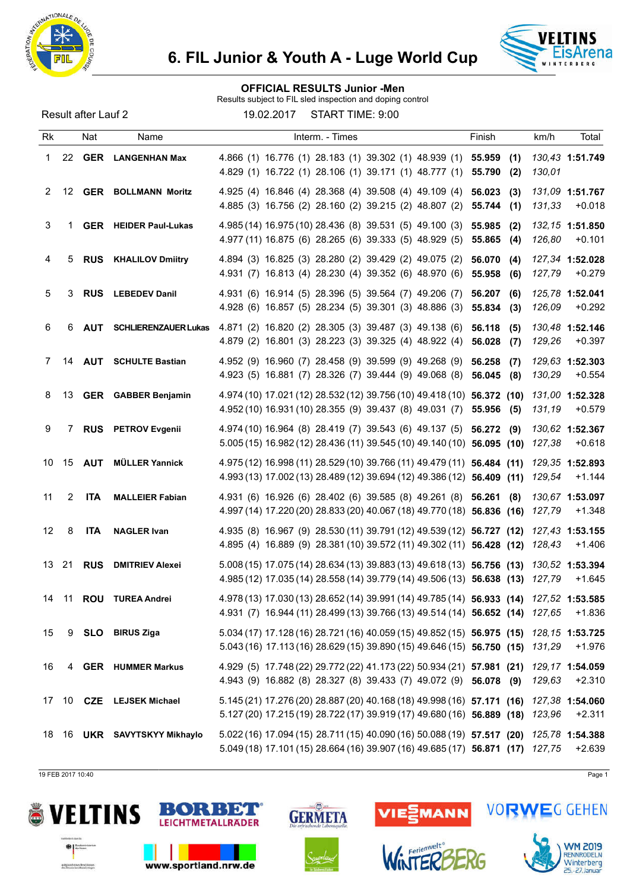# 6. FIL Junior & Youth A - Luge World Cup

## OFFICIAL RESULTS Junior -Men

Results subject to FIL sled inspection and doping control

Result after Lauf 2 — 19.02.2017 — START TIME: 9:00

| Rk | | Nat | Name | Interm. - Times | Finish | | km/h | Total |
|---|---|---|---|---|---|---|---|---|
| 1 | 22 | GER | LANGENHAN Max | 4.866 (1) 16.776 (1) 28.183 (1) 39.302 (1) 48.939 (1) | 55.959 | (1) | 130,43 | 1:51.749 |
| | | | | 4.829 (1) 16.722 (1) 28.106 (1) 39.171 (1) 48.777 (1) | 55.790 | (2) | 130,01 | |
| 2 | 12 | GER | BOLLMANN Moritz | 4.925 (4) 16.846 (4) 28.368 (4) 39.508 (4) 49.109 (4) | 56.023 | (3) | 131,09 | 1:51.767 |
| | | | | 4.885 (3) 16.756 (2) 28.160 (2) 39.215 (2) 48.807 (2) | 55.744 | (1) | 131,33 | +0.018 |
| 3 | 1 | GER | HEIDER Paul-Lukas | 4.985 (14) 16.975 (10) 28.436 (8) 39.531 (5) 49.100 (3) | 55.985 | (2) | 132,15 | 1:51.850 |
| | | | | 4.977 (11) 16.875 (6) 28.265 (6) 39.333 (5) 48.929 (5) | 55.865 | (4) | 126,80 | +0.101 |
| 4 | 5 | RUS | KHALILOV Dmiitry | 4.894 (3) 16.825 (3) 28.280 (2) 39.429 (2) 49.075 (2) | 56.070 | (4) | 127,34 | 1:52.028 |
| | | | | 4.931 (7) 16.813 (4) 28.230 (4) 39.352 (6) 48.970 (6) | 55.958 | (6) | 127,79 | +0.279 |
| 5 | 3 | RUS | LEBEDEV Danil | 4.931 (6) 16.914 (5) 28.396 (5) 39.564 (7) 49.206 (7) | 56.207 | (6) | 125,78 | 1:52.041 |
| | | | | 4.928 (6) 16.857 (5) 28.234 (5) 39.301 (3) 48.886 (3) | 55.834 | (3) | 126,09 | +0.292 |
| 6 | 6 | AUT | SCHLIERENZAUER Lukas | 4.871 (2) 16.820 (2) 28.305 (3) 39.487 (3) 49.138 (6) | 56.118 | (5) | 130,48 | 1:52.146 |
| | | | | 4.879 (2) 16.801 (3) 28.223 (3) 39.325 (4) 48.922 (4) | 56.028 | (7) | 129,26 | +0.397 |
| 7 | 14 | AUT | SCHULTE Bastian | 4.952 (9) 16.960 (7) 28.458 (9) 39.599 (9) 49.268 (9) | 56.258 | (7) | 129,63 | 1:52.303 |
| | | | | 4.923 (5) 16.881 (7) 28.326 (7) 39.444 (9) 49.068 (8) | 56.045 | (8) | 130,29 | +0.554 |
| 8 | 13 | GER | GABBER Benjamin | 4.974 (10) 17.021 (12) 28.532 (12) 39.756 (10) 49.418 (10) | 56.372 | (10) | 131,00 | 1:52.328 |
| | | | | 4.952 (10) 16.931 (10) 28.355 (9) 39.437 (8) 49.031 (7) | 55.956 | (5) | 131,19 | +0.579 |
| 9 | 7 | RUS | PETROV Evgenii | 4.974 (10) 16.964 (8) 28.419 (7) 39.543 (6) 49.137 (5) | 56.272 | (9) | 130,62 | 1:52.367 |
| | | | | 5.005 (15) 16.982 (12) 28.436 (11) 39.545 (10) 49.140 (10) | 56.095 | (10) | 127,38 | +0.618 |
| 10 | 15 | AUT | MÜLLER Yannick | 4.975 (12) 16.998 (11) 28.529 (10) 39.766 (11) 49.479 (11) | 56.484 | (11) | 129,35 | 1:52.893 |
| | | | | 4.993 (13) 17.002 (13) 28.489 (12) 39.694 (12) 49.386 (12) | 56.409 | (11) | 129,54 | +1.144 |
| 11 | 2 | ITA | MALLEIER Fabian | 4.931 (6) 16.926 (6) 28.402 (6) 39.585 (8) 49.261 (8) | 56.261 | (8) | 130,67 | 1:53.097 |
| | | | | 4.997 (14) 17.220 (20) 28.833 (20) 40.067 (18) 49.770 (18) | 56.836 | (16) | 127,79 | +1.348 |
| 12 | 8 | ITA | NAGLER Ivan | 4.935 (8) 16.967 (9) 28.530 (11) 39.791 (12) 49.539 (12) | 56.727 | (12) | 127,43 | 1:53.155 |
| | | | | 4.895 (4) 16.889 (9) 28.381 (10) 39.572 (11) 49.302 (11) | 56.428 | (12) | 128,43 | +1.406 |
| 13 | 21 | RUS | DMITRIEV Alexei | 5.008 (15) 17.075 (14) 28.634 (13) 39.883 (13) 49.618 (13) | 56.756 | (13) | 130,52 | 1:53.394 |
| | | | | 4.985 (12) 17.035 (14) 28.558 (14) 39.779 (14) 49.506 (13) | 56.638 | (13) | 127,79 | +1.645 |
| 14 | 11 | ROU | TUREA Andrei | 4.978 (13) 17.030 (13) 28.652 (14) 39.991 (14) 49.785 (14) | 56.933 | (14) | 127,52 | 1:53.585 |
| | | | | 4.931 (7) 16.944 (11) 28.499 (13) 39.766 (13) 49.514 (14) | 56.652 | (14) | 127,65 | +1.836 |
| 15 | 9 | SLO | BIRUS Ziga | 5.034 (17) 17.128 (16) 28.721 (16) 40.059 (15) 49.852 (15) | 56.975 | (15) | 128,15 | 1:53.725 |
| | | | | 5.043 (16) 17.113 (16) 28.629 (15) 39.890 (15) 49.646 (15) | 56.750 | (15) | 131,29 | +1.976 |
| 16 | 4 | GER | HUMMER Markus | 4.929 (5) 17.748 (22) 29.772 (22) 41.173 (22) 50.934 (21) | 57.981 | (21) | 129,17 | 1:54.059 |
| | | | | 4.943 (9) 16.882 (8) 28.327 (8) 39.433 (7) 49.072 (9) | 56.078 | (9) | 129,63 | +2.310 |
| 17 | 10 | CZE | LEJSEK Michael | 5.145 (21) 17.276 (20) 28.887 (20) 40.168 (18) 49.998 (16) | 57.171 | (16) | 127,38 | 1:54.060 |
| | | | | 5.127 (20) 17.215 (19) 28.722 (17) 39.919 (17) 49.680 (16) | 56.889 | (18) | 123,96 | +2.311 |
| 18 | 16 | UKR | SAVYTSKYY Mikhaylo | 5.022 (16) 17.094 (15) 28.711 (15) 40.090 (16) 50.088 (19) | 57.517 | (20) | 125,78 | 1:54.388 |
| | | | | 5.049 (18) 17.101 (15) 28.664 (16) 39.907 (16) 49.685 (17) | 56.871 | (17) | 127,75 | +2.639 |

19 FEB 2017 10:40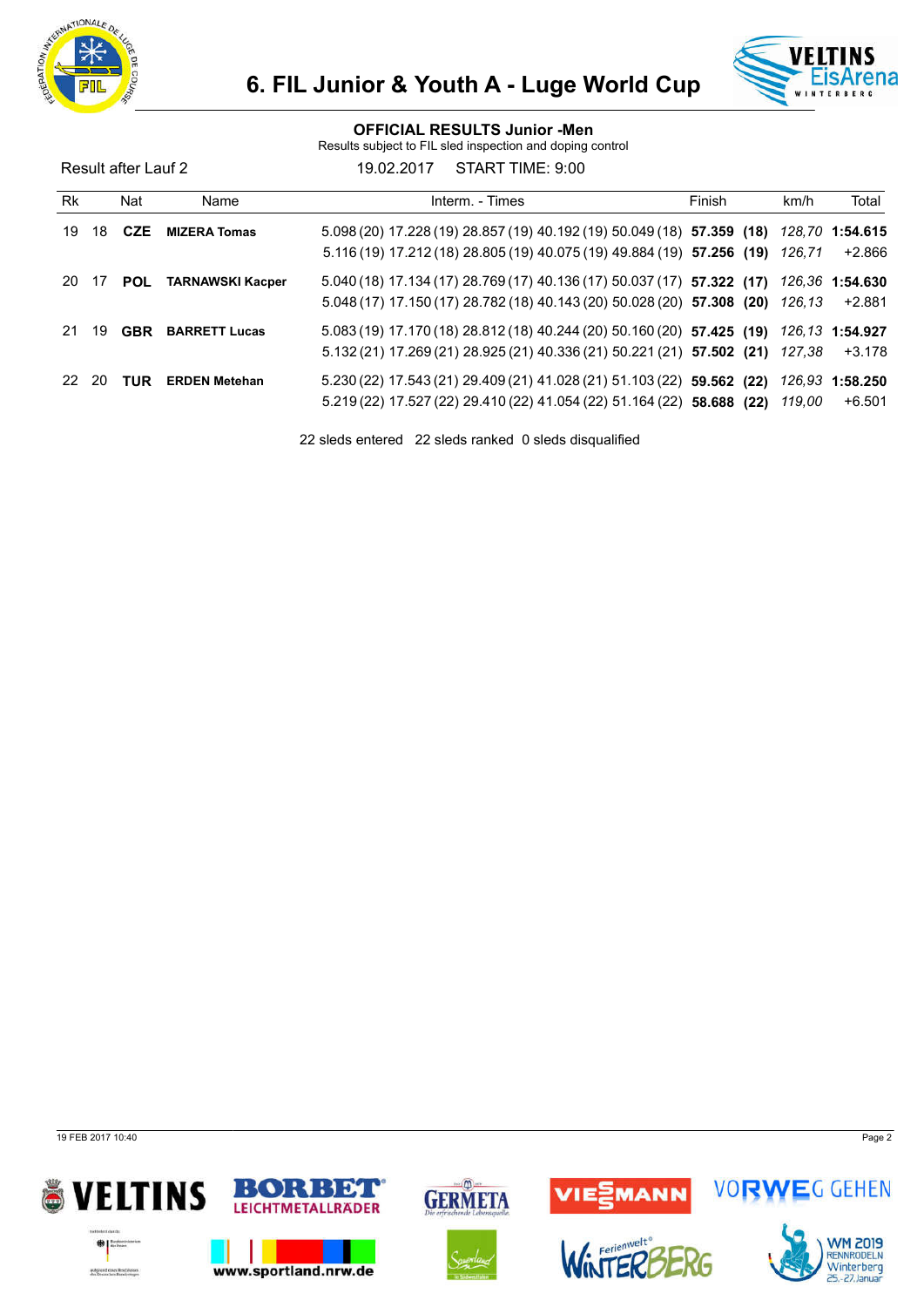# 6. FIL Junior & Youth A - Luge World Cup

## OFFICIAL RESULTS Junior -Men

Results subject to FIL sled inspection and doping control

Result after Lauf 2 &nbsp;&nbsp;&nbsp; 19.02.2017 &nbsp;&nbsp;&nbsp; START TIME: 9:00

| Rk | | Nat | Name | Interm. - Times | Finish | | km/h | Total |
|---|---|---|---|---|---|---|---|---|
| 19 | 18 | **CZE** | **MIZERA Tomas** | 5.098 (20) 17.228 (19) 28.857 (19) 40.192 (19) 50.049 (18) | **57.359** | **(18)** | *128,70* | **1:54.615** |
| | | | | 5.116 (19) 17.212 (18) 28.805 (19) 40.075 (19) 49.884 (19) | **57.256** | **(19)** | *126,71* | +2.866 |
| 20 | 17 | **POL** | **TARNAWSKI Kacper** | 5.040 (18) 17.134 (17) 28.769 (17) 40.136 (17) 50.037 (17) | **57.322** | **(17)** | *126,36* | **1:54.630** |
| | | | | 5.048 (17) 17.150 (17) 28.782 (18) 40.143 (20) 50.028 (20) | **57.308** | **(20)** | *126,13* | +2.881 |
| 21 | 19 | **GBR** | **BARRETT Lucas** | 5.083 (19) 17.170 (18) 28.812 (18) 40.244 (20) 50.160 (20) | **57.425** | **(19)** | *126,13* | **1:54.927** |
| | | | | 5.132 (21) 17.269 (21) 28.925 (21) 40.336 (21) 50.221 (21) | **57.502** | **(21)** | *127,38* | +3.178 |
| 22 | 20 | **TUR** | **ERDEN Metehan** | 5.230 (22) 17.543 (21) 29.409 (21) 41.028 (21) 51.103 (22) | **59.562** | **(22)** | *126,93* | **1:58.250** |
| | | | | 5.219 (22) 17.527 (22) 29.410 (22) 41.054 (22) 51.164 (22) | **58.688** | **(22)** | *119,00* | +6.501 |

22 sleds entered &nbsp; 22 sleds ranked &nbsp; 0 sleds disqualified

19 FEB 2017 10:40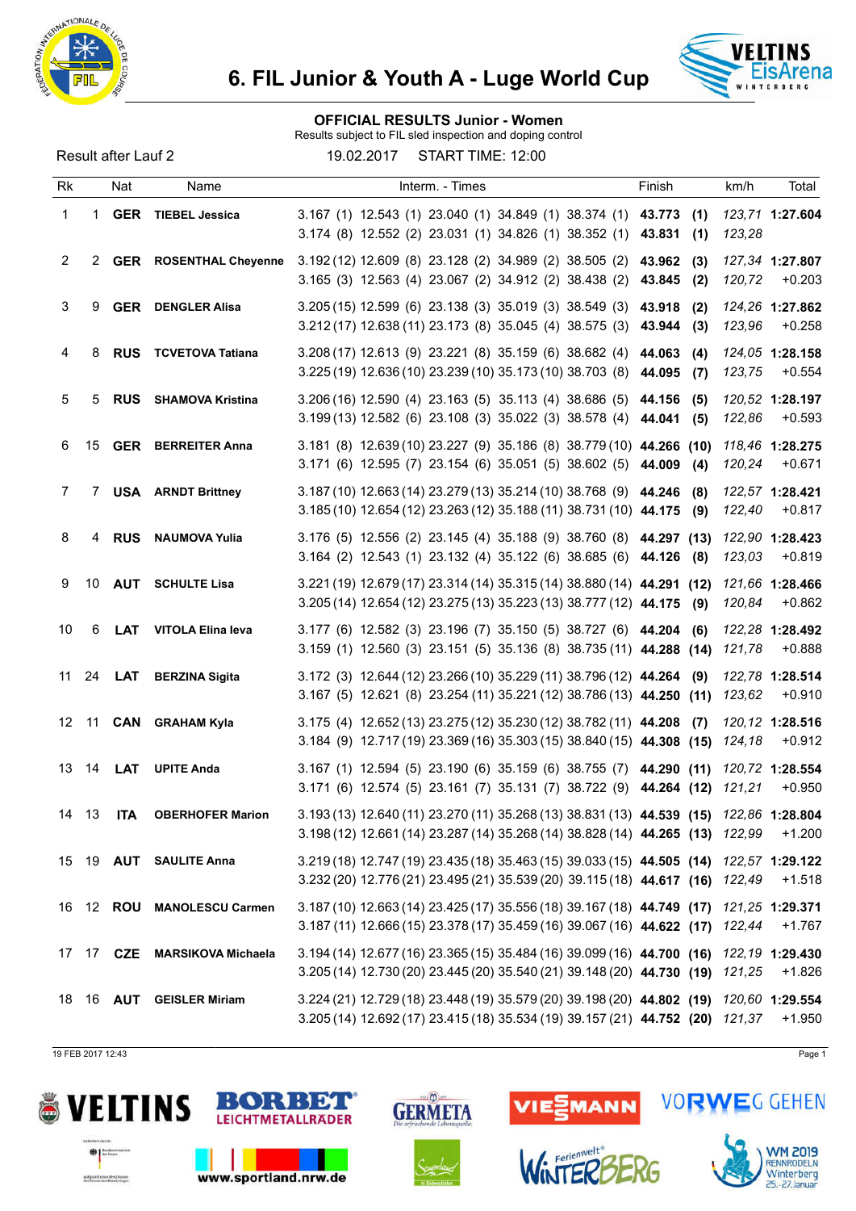# 6. FIL Junior & Youth A - Luge World Cup

## OFFICIAL RESULTS Junior - Women

Results subject to FIL sled inspection and doping control

Result after Lauf 2 &nbsp;&nbsp;&nbsp; 19.02.2017 &nbsp;&nbsp;&nbsp; START TIME: 12:00

| Rk | | Nat | Name | Interm. - Times | Finish | km/h | Total |
|---|---|---|---|---|---|---|---|
| 1 | 1 | **GER** | **TIEBEL Jessica** | 3.167 (1) 12.543 (1) 23.040 (1) 34.849 (1) 38.374 (1)<br>3.174 (8) 12.552 (2) 23.031 (1) 34.826 (1) 38.352 (1) | **43.773 (1)**<br>**43.831 (1)** | *123,71*<br>*123,28* | **1:27.604** |
| 2 | 2 | **GER** | **ROSENTHAL Cheyenne** | 3.192 (12) 12.609 (8) 23.128 (2) 34.989 (2) 38.505 (2)<br>3.165 (3) 12.563 (4) 23.067 (2) 34.912 (2) 38.438 (2) | **43.962 (3)**<br>**43.845 (2)** | *127,34*<br>*120,72* | **1:27.807**<br>+0.203 |
| 3 | 9 | **GER** | **DENGLER Alisa** | 3.205 (15) 12.599 (6) 23.138 (3) 35.019 (3) 38.549 (3)<br>3.212 (17) 12.638 (11) 23.173 (8) 35.045 (4) 38.575 (3) | **43.918 (2)**<br>**43.944 (3)** | *124,26*<br>*123,96* | **1:27.862**<br>+0.258 |
| 4 | 8 | **RUS** | **TCVETOVA Tatiana** | 3.208 (17) 12.613 (9) 23.221 (8) 35.159 (6) 38.682 (4)<br>3.225 (19) 12.636 (10) 23.239 (10) 35.173 (10) 38.703 (8) | **44.063 (4)**<br>**44.095 (7)** | *124,05*<br>*123,75* | **1:28.158**<br>+0.554 |
| 5 | 5 | **RUS** | **SHAMOVA Kristina** | 3.206 (16) 12.590 (4) 23.163 (5) 35.113 (4) 38.686 (5)<br>3.199 (13) 12.582 (6) 23.108 (3) 35.022 (3) 38.578 (4) | **44.156 (5)**<br>**44.041 (5)** | *120,52*<br>*122,86* | **1:28.197**<br>+0.593 |
| 6 | 15 | **GER** | **BERREITER Anna** | 3.181 (8) 12.639 (10) 23.227 (9) 35.186 (8) 38.779 (10)<br>3.171 (6) 12.595 (7) 23.154 (6) 35.051 (5) 38.602 (5) | **44.266 (10)**<br>**44.009 (4)** | *118,46*<br>*120,24* | **1:28.275**<br>+0.671 |
| 7 | 7 | **USA** | **ARNDT Brittney** | 3.187 (10) 12.663 (14) 23.279 (13) 35.214 (10) 38.768 (9)<br>3.185 (10) 12.654 (12) 23.263 (12) 35.188 (11) 38.731 (10) | **44.246 (8)**<br>**44.175 (9)** | *122,57*<br>*122,40* | **1:28.421**<br>+0.817 |
| 8 | 4 | **RUS** | **NAUMOVA Yulia** | 3.176 (5) 12.556 (2) 23.145 (4) 35.188 (9) 38.760 (8)<br>3.164 (2) 12.543 (1) 23.132 (4) 35.122 (6) 38.685 (6) | **44.297 (13)**<br>**44.126 (8)** | *122,90*<br>*123,03* | **1:28.423**<br>+0.819 |
| 9 | 10 | **AUT** | **SCHULTE Lisa** | 3.221 (19) 12.679 (17) 23.314 (14) 35.315 (14) 38.880 (14)<br>3.205 (14) 12.654 (12) 23.275 (13) 35.223 (13) 38.777 (12) | **44.291 (12)**<br>**44.175 (9)** | *121,66*<br>*120,84* | **1:28.466**<br>+0.862 |
| 10 | 6 | **LAT** | **VITOLA Elina Ieva** | 3.177 (6) 12.582 (3) 23.196 (7) 35.150 (5) 38.727 (6)<br>3.159 (1) 12.560 (3) 23.151 (5) 35.136 (8) 38.735 (11) | **44.204 (6)**<br>**44.288 (14)** | *122,28*<br>*121,78* | **1:28.492**<br>+0.888 |
| 11 | 24 | **LAT** | **BERZINA Sigita** | 3.172 (3) 12.644 (12) 23.266 (10) 35.229 (11) 38.796 (12)<br>3.167 (5) 12.621 (8) 23.254 (11) 35.221 (12) 38.786 (13) | **44.264 (9)**<br>**44.250 (11)** | *122,78*<br>*123,62* | **1:28.514**<br>+0.910 |
| 12 | 11 | **CAN** | **GRAHAM Kyla** | 3.175 (4) 12.652 (13) 23.275 (12) 35.230 (12) 38.782 (11)<br>3.184 (9) 12.717 (19) 23.369 (16) 35.303 (15) 38.840 (15) | **44.208 (7)**<br>**44.308 (15)** | *120,12*<br>*124,18* | **1:28.516**<br>+0.912 |
| 13 | 14 | **LAT** | **UPITE Anda** | 3.167 (1) 12.594 (5) 23.190 (6) 35.159 (6) 38.755 (7)<br>3.171 (6) 12.574 (5) 23.161 (7) 35.131 (7) 38.722 (9) | **44.290 (11)**<br>**44.264 (12)** | *120,72*<br>*121,21* | **1:28.554**<br>+0.950 |
| 14 | 13 | **ITA** | **OBERHOFER Marion** | 3.193 (13) 12.640 (11) 23.270 (11) 35.268 (13) 38.831 (13)<br>3.198 (12) 12.661 (14) 23.287 (14) 35.268 (14) 38.828 (14) | **44.539 (15)**<br>**44.265 (13)** | *122,86*<br>*122,99* | **1:28.804**<br>+1.200 |
| 15 | 19 | **AUT** | **SAULITE Anna** | 3.219 (18) 12.747 (19) 23.435 (18) 35.463 (15) 39.033 (15)<br>3.232 (20) 12.776 (21) 23.495 (21) 35.539 (20) 39.115 (18) | **44.505 (14)**<br>**44.617 (16)** | *122,57*<br>*122,49* | **1:29.122**<br>+1.518 |
| 16 | 12 | **ROU** | **MANOLESCU Carmen** | 3.187 (10) 12.663 (14) 23.425 (17) 35.556 (18) 39.167 (18)<br>3.187 (11) 12.666 (15) 23.378 (17) 35.459 (16) 39.067 (16) | **44.749 (17)**<br>**44.622 (17)** | *121,25*<br>*122,44* | **1:29.371**<br>+1.767 |
| 17 | 17 | **CZE** | **MARSIKOVA Michaela** | 3.194 (14) 12.677 (16) 23.365 (15) 35.484 (16) 39.099 (16)<br>3.205 (14) 12.730 (20) 23.445 (20) 35.540 (21) 39.148 (20) | **44.700 (16)**<br>**44.730 (19)** | *122,19*<br>*121,25* | **1:29.430**<br>+1.826 |
| 18 | 16 | **AUT** | **GEISLER Miriam** | 3.224 (21) 12.729 (18) 23.448 (19) 35.579 (20) 39.198 (20)<br>3.205 (14) 12.692 (17) 23.415 (18) 35.534 (19) 39.157 (21) | **44.802 (19)**<br>**44.752 (20)** | *120,60*<br>*121,37* | **1:29.554**<br>+1.950 |

19 FEB 2017 12:43

www.sportland.nrw.de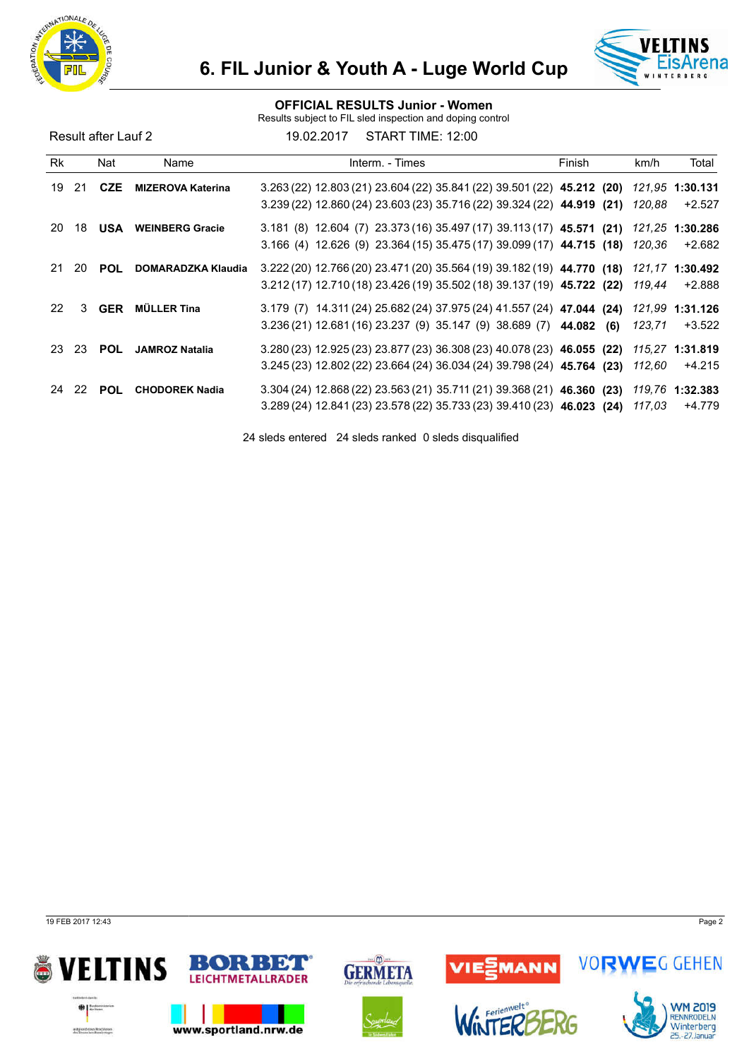# 6. FIL Junior & Youth A - Luge World Cup

## OFFICIAL RESULTS Junior - Women

Results subject to FIL sled inspection and doping control

Result after Lauf 2 — 19.02.2017 — START TIME: 12:00

| Rk | | Nat | Name | Interm. - Times | Finish | km/h | Total |
|---|---|---|---|---|---|---|---|
| 19 | 21 | CZE | **MIZEROVA Katerina** | 3.263 (22) 12.803 (21) 23.604 (22) 35.841 (22) 39.501 (22) | **45.212 (20)** | *121,95* | **1:30.131** |
| | | | | 3.239 (22) 12.860 (24) 23.603 (23) 35.716 (22) 39.324 (22) | **44.919 (21)** | *120,88* | +2.527 |
| 20 | 18 | USA | **WEINBERG Gracie** | 3.181 (8) 12.604 (7) 23.373 (16) 35.497 (17) 39.113 (17) | **45.571 (21)** | *121,25* | **1:30.286** |
| | | | | 3.166 (4) 12.626 (9) 23.364 (15) 35.475 (17) 39.099 (17) | **44.715 (18)** | *120,36* | +2.682 |
| 21 | 20 | POL | **DOMARADZKA Klaudia** | 3.222 (20) 12.766 (20) 23.471 (20) 35.564 (19) 39.182 (19) | **44.770 (18)** | *121,17* | **1:30.492** |
| | | | | 3.212 (17) 12.710 (18) 23.426 (19) 35.502 (18) 39.137 (19) | **45.722 (22)** | *119,44* | +2.888 |
| 22 | 3 | GER | **MÜLLER Tina** | 3.179 (7) 14.311 (24) 25.682 (24) 37.975 (24) 41.557 (24) | **47.044 (24)** | *121,99* | **1:31.126** |
| | | | | 3.236 (21) 12.681 (16) 23.237 (9) 35.147 (9) 38.689 (7) | **44.082 (6)** | *123,71* | +3.522 |
| 23 | 23 | POL | **JAMROZ Natalia** | 3.280 (23) 12.925 (23) 23.877 (23) 36.308 (23) 40.078 (23) | **46.055 (22)** | *115,27* | **1:31.819** |
| | | | | 3.245 (23) 12.802 (22) 23.664 (24) 36.034 (24) 39.798 (24) | **45.764 (23)** | *112,60* | +4.215 |
| 24 | 22 | POL | **CHODOREK Nadia** | 3.304 (24) 12.868 (22) 23.563 (21) 35.711 (21) 39.368 (21) | **46.360 (23)** | *119,76* | **1:32.383** |
| | | | | 3.289 (24) 12.841 (23) 23.578 (22) 35.733 (23) 39.410 (23) | **46.023 (24)** | *117,03* | +4.779 |

24 sleds entered 24 sleds ranked 0 sleds disqualified

19 FEB 2017 12:43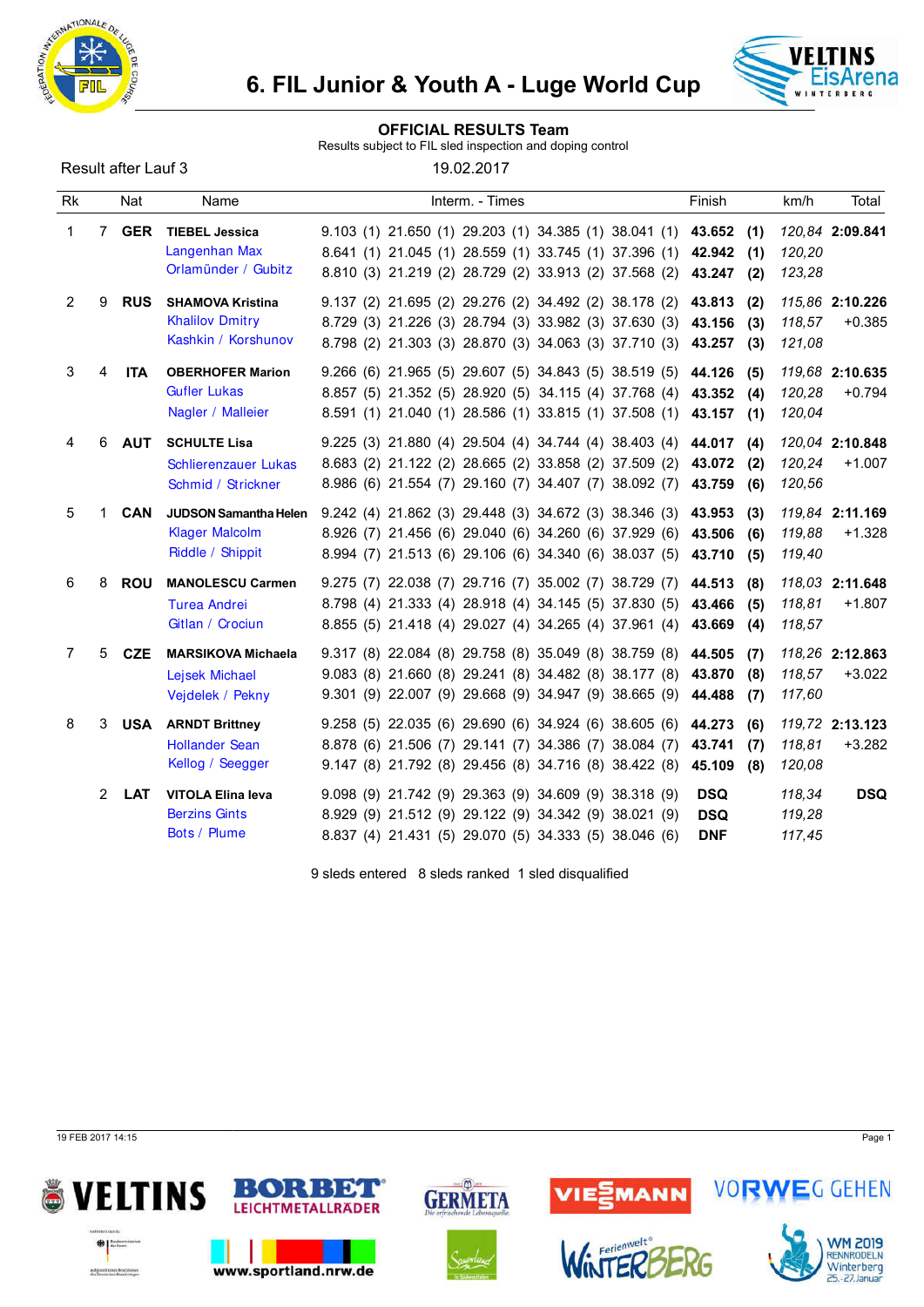# 6. FIL Junior & Youth A - Luge World Cup

## OFFICIAL RESULTS Team

Results subject to FIL sled inspection and doping control

Result after Lauf 3 — 19.02.2017

| Rk | | Nat | Name | Interm. - Times | | | | | Finish | | km/h | Total |
|---|---|---|---|---|---|---|---|---|---|---|---|---|
| 1 | 7 | GER | **TIEBEL Jessica** | 9.103 (1) | 21.650 (1) | 29.203 (1) | 34.385 (1) | 38.041 (1) | **43.652** | **(1)** | *120,84* | **2:09.841** |
| | | | Langenhan Max | 8.641 (1) | 21.045 (1) | 28.559 (1) | 33.745 (1) | 37.396 (1) | **42.942** | **(1)** | *120,20* | |
| | | | Orlamünder / Gubitz | 8.810 (3) | 21.219 (2) | 28.729 (2) | 33.913 (2) | 37.568 (2) | **43.247** | **(2)** | *123,28* | |
| 2 | 9 | RUS | **SHAMOVA Kristina** | 9.137 (2) | 21.695 (2) | 29.276 (2) | 34.492 (2) | 38.178 (2) | **43.813** | **(2)** | *115,86* | **2:10.226** |
| | | | Khalilov Dmitry | 8.729 (3) | 21.226 (3) | 28.794 (3) | 33.982 (3) | 37.630 (3) | **43.156** | **(3)** | *118,57* | +0.385 |
| | | | Kashkin / Korshunov | 8.798 (2) | 21.303 (3) | 28.870 (3) | 34.063 (3) | 37.710 (3) | **43.257** | **(3)** | *121,08* | |
| 3 | 4 | ITA | **OBERHOFER Marion** | 9.266 (6) | 21.965 (5) | 29.607 (5) | 34.843 (5) | 38.519 (5) | **44.126** | **(5)** | *119,68* | **2:10.635** |
| | | | Gufler Lukas | 8.857 (5) | 21.352 (5) | 28.920 (5) | 34.115 (4) | 37.768 (4) | **43.352** | **(4)** | *120,28* | +0.794 |
| | | | Nagler / Malleier | 8.591 (1) | 21.040 (1) | 28.586 (1) | 33.815 (1) | 37.508 (1) | **43.157** | **(1)** | *120,04* | |
| 4 | 6 | AUT | **SCHULTE Lisa** | 9.225 (3) | 21.880 (4) | 29.504 (4) | 34.744 (4) | 38.403 (4) | **44.017** | **(4)** | *120,04* | **2:10.848** |
| | | | Schlierenzauer Lukas | 8.683 (2) | 21.122 (2) | 28.665 (2) | 33.858 (2) | 37.509 (2) | **43.072** | **(2)** | *120,24* | +1.007 |
| | | | Schmid / Strickner | 8.986 (6) | 21.554 (7) | 29.160 (7) | 34.407 (7) | 38.092 (7) | **43.759** | **(6)** | *120,56* | |
| 5 | 1 | CAN | **JUDSON Samantha Helen** | 9.242 (4) | 21.862 (3) | 29.448 (3) | 34.672 (3) | 38.346 (3) | **43.953** | **(3)** | *119,84* | **2:11.169** |
| | | | Klager Malcolm | 8.926 (7) | 21.456 (6) | 29.040 (6) | 34.260 (6) | 37.929 (6) | **43.506** | **(6)** | *119,88* | +1.328 |
| | | | Riddle / Shippit | 8.994 (7) | 21.513 (6) | 29.106 (6) | 34.340 (6) | 38.037 (5) | **43.710** | **(5)** | *119,40* | |
| 6 | 8 | ROU | **MANOLESCU Carmen** | 9.275 (7) | 22.038 (7) | 29.716 (7) | 35.002 (7) | 38.729 (7) | **44.513** | **(8)** | *118,03* | **2:11.648** |
| | | | Turea Andrei | 8.798 (4) | 21.333 (4) | 28.918 (4) | 34.145 (5) | 37.830 (5) | **43.466** | **(5)** | *118,81* | +1.807 |
| | | | Gitlan / Crociun | 8.855 (5) | 21.418 (4) | 29.027 (4) | 34.265 (4) | 37.961 (4) | **43.669** | **(4)** | *118,57* | |
| 7 | 5 | CZE | **MARSIKOVA Michaela** | 9.317 (8) | 22.084 (8) | 29.758 (8) | 35.049 (8) | 38.759 (8) | **44.505** | **(7)** | *118,26* | **2:12.863** |
| | | | Lejsek Michael | 9.083 (8) | 21.660 (8) | 29.241 (8) | 34.482 (8) | 38.177 (8) | **43.870** | **(8)** | *118,57* | +3.022 |
| | | | Vejdelek / Pekny | 9.301 (9) | 22.007 (9) | 29.668 (9) | 34.947 (9) | 38.665 (9) | **44.488** | **(7)** | *117,60* | |
| 8 | 3 | USA | **ARNDT Brittney** | 9.258 (5) | 22.035 (6) | 29.690 (6) | 34.924 (6) | 38.605 (6) | **44.273** | **(6)** | *119,72* | **2:13.123** |
| | | | Hollander Sean | 8.878 (6) | 21.506 (7) | 29.141 (7) | 34.386 (7) | 38.084 (7) | **43.741** | **(7)** | *118,81* | +3.282 |
| | | | Kellog / Seegger | 9.147 (8) | 21.792 (8) | 29.456 (8) | 34.716 (8) | 38.422 (8) | **45.109** | **(8)** | *120,08* | |
| | 2 | LAT | **VITOLA Elina Ieva** | 9.098 (9) | 21.742 (9) | 29.363 (9) | 34.609 (9) | 38.318 (9) | **DSQ** | | *118,34* | **DSQ** |
| | | | Berzins Gints | 8.929 (9) | 21.512 (9) | 29.122 (9) | 34.342 (9) | 38.021 (9) | **DSQ** | | *119,28* | |
| | | | Bots / Plume | 8.837 (4) | 21.431 (5) | 29.070 (5) | 34.333 (5) | 38.046 (6) | **DNF** | | *117,45* | |

9 sleds entered 8 sleds ranked 1 sled disqualified

19 FEB 2017 14:15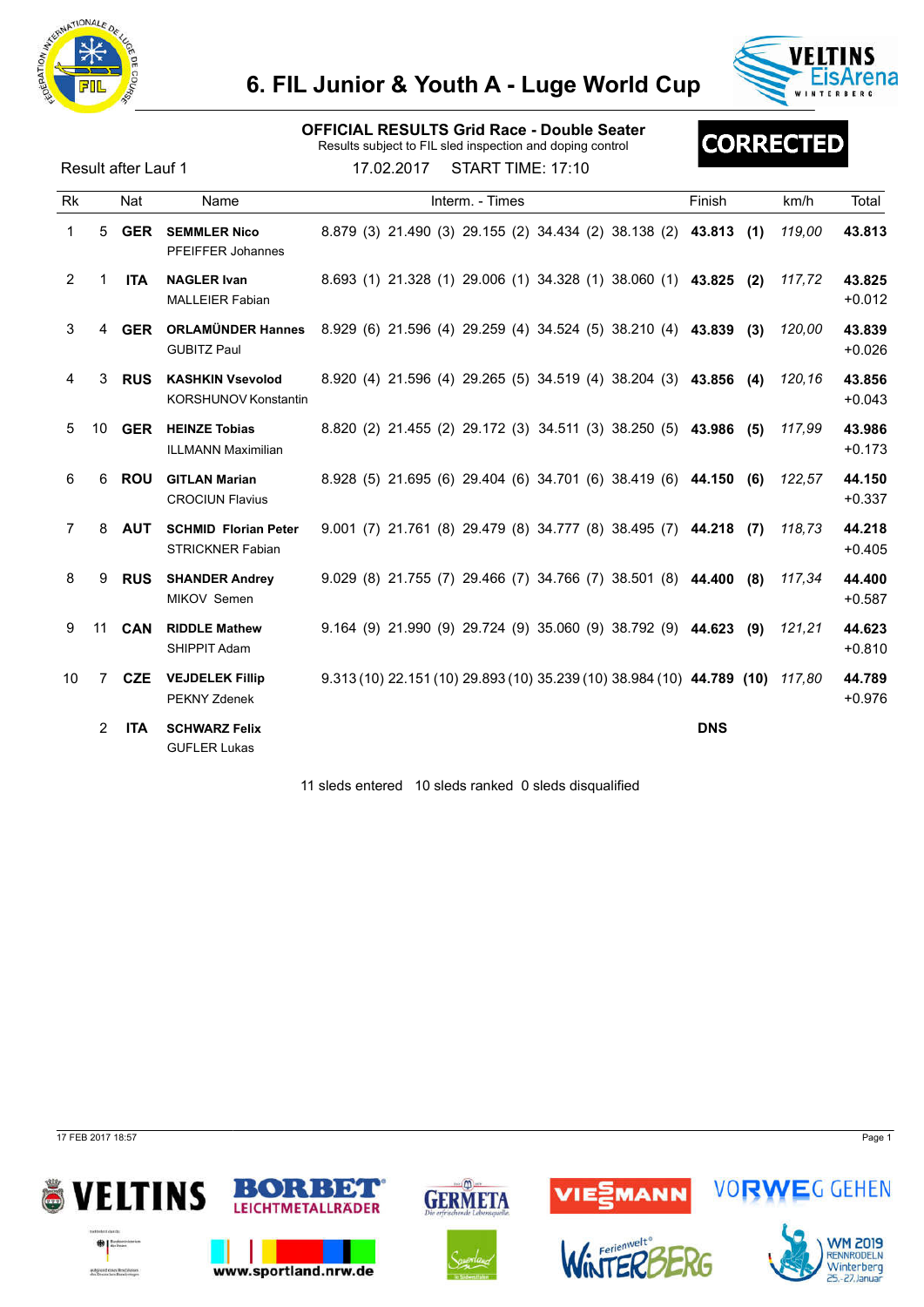# 6. FIL Junior & Youth A - Luge World Cup

## OFFICIAL RESULTS Grid Race - Double Seater

Results subject to FIL sled inspection and doping control

**CORRECTED**

Result after Lauf 1 — 17.02.2017 — START TIME: 17:10

| Rk | | Nat | Name | Interm. - Times | Finish | | km/h | Total |
|---|---|---|---|---|---|---|---|---|
| 1 | 5 | **GER** | **SEMMLER Nico** PFEIFFER Johannes | 8.879 (3) 21.490 (3) 29.155 (2) 34.434 (2) 38.138 (2) | **43.813** | **(1)** | *119,00* | **43.813** |
| 2 | 1 | **ITA** | **NAGLER Ivan** MALLEIER Fabian | 8.693 (1) 21.328 (1) 29.006 (1) 34.328 (1) 38.060 (1) | **43.825** | **(2)** | *117,72* | **43.825** +0.012 |
| 3 | 4 | **GER** | **ORLAMÜNDER Hannes** GUBITZ Paul | 8.929 (6) 21.596 (4) 29.259 (4) 34.524 (5) 38.210 (4) | **43.839** | **(3)** | *120,00* | **43.839** +0.026 |
| 4 | 3 | **RUS** | **KASHKIN Vsevolod** KORSHUNOV Konstantin | 8.920 (4) 21.596 (4) 29.265 (5) 34.519 (4) 38.204 (3) | **43.856** | **(4)** | *120,16* | **43.856** +0.043 |
| 5 | 10 | **GER** | **HEINZE Tobias** ILLMANN Maximilian | 8.820 (2) 21.455 (2) 29.172 (3) 34.511 (3) 38.250 (5) | **43.986** | **(5)** | *117,99* | **43.986** +0.173 |
| 6 | 6 | **ROU** | **GITLAN Marian** CROCIUN Flavius | 8.928 (5) 21.695 (6) 29.404 (6) 34.701 (6) 38.419 (6) | **44.150** | **(6)** | *122,57* | **44.150** +0.337 |
| 7 | 8 | **AUT** | **SCHMID Florian Peter** STRICKNER Fabian | 9.001 (7) 21.761 (8) 29.479 (8) 34.777 (8) 38.495 (7) | **44.218** | **(7)** | *118,73* | **44.218** +0.405 |
| 8 | 9 | **RUS** | **SHANDER Andrey** MIKOV Semen | 9.029 (8) 21.755 (7) 29.466 (7) 34.766 (7) 38.501 (8) | **44.400** | **(8)** | *117,34* | **44.400** +0.587 |
| 9 | 11 | **CAN** | **RIDDLE Mathew** SHIPPIT Adam | 9.164 (9) 21.990 (9) 29.724 (9) 35.060 (9) 38.792 (9) | **44.623** | **(9)** | *121,21* | **44.623** +0.810 |
| 10 | 7 | **CZE** | **VEJDELEK Fillip** PEKNY Zdenek | 9.313 (10) 22.151 (10) 29.893 (10) 35.239 (10) 38.984 (10) | **44.789** | **(10)** | *117,80* | **44.789** +0.976 |
| | 2 | **ITA** | **SCHWARZ Felix** GUFLER Lukas | | **DNS** | | | |

11 sleds entered 10 sleds ranked 0 sleds disqualified

17 FEB 2017 18:57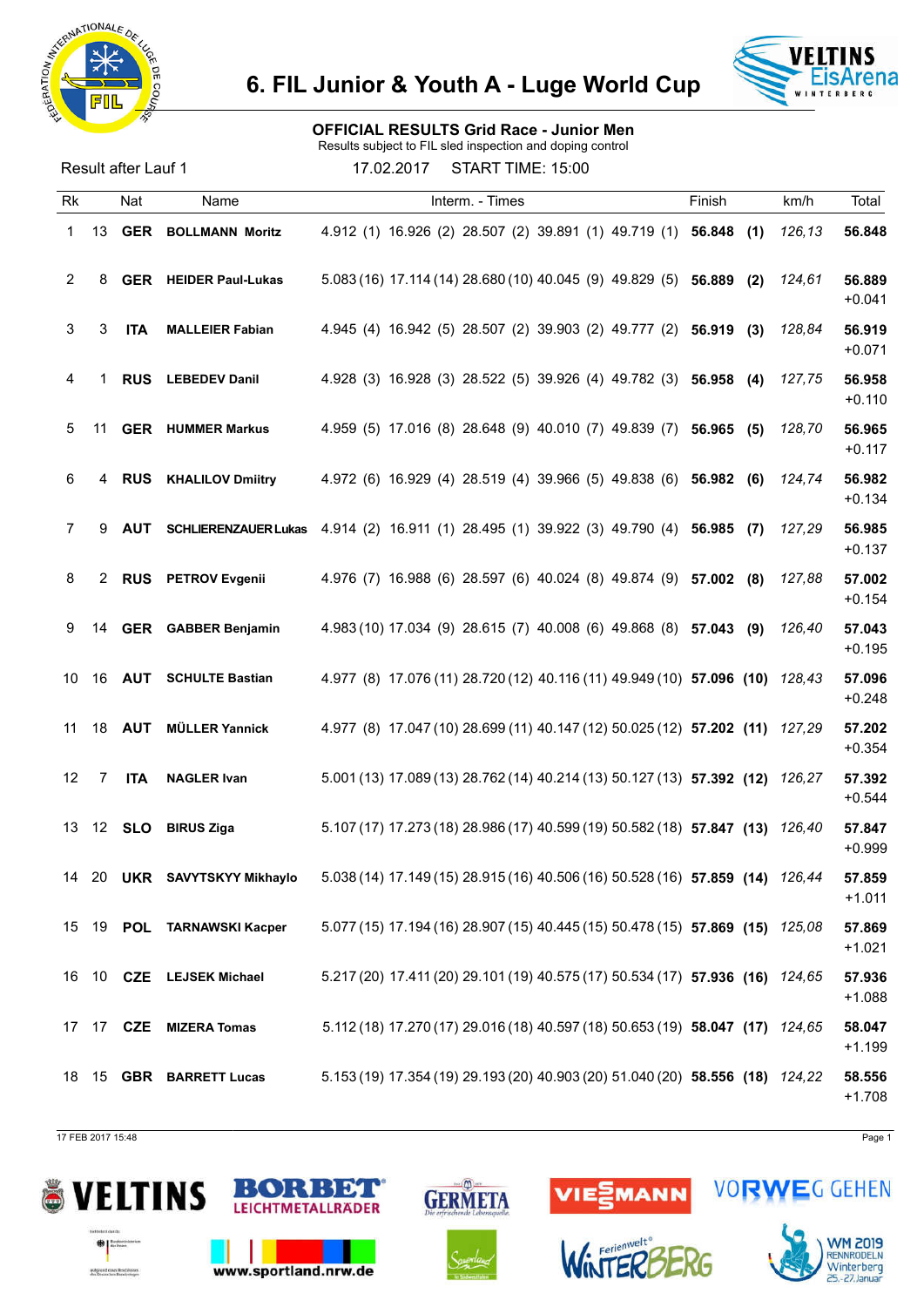# 6. FIL Junior & Youth A - Luge World Cup

## OFFICIAL RESULTS Grid Race - Junior Men

Results subject to FIL sled inspection and doping control

Result after Lauf 1

17.02.2017 START TIME: 15:00

| Rk | | Nat | Name | Interm. - Times | | | | | | | | | | Finish | | km/h | Total |
|---|---|---|---|---|---|---|---|---|---|---|---|---|---|---|---|---|---|
| 1 | 13 | GER | BOLLMANN Moritz | 4.912 | (1) | 16.926 | (2) | 28.507 | (2) | 39.891 | (1) | 49.719 | (1) | **56.848** | **(1)** | *126,13* | **56.848** |
| 2 | 8 | GER | HEIDER Paul-Lukas | 5.083 | (16) | 17.114 | (14) | 28.680 | (10) | 40.045 | (9) | 49.829 | (5) | **56.889** | **(2)** | *124,61* | **56.889** +0.041 |
| 3 | 3 | ITA | MALLEIER Fabian | 4.945 | (4) | 16.942 | (5) | 28.507 | (2) | 39.903 | (2) | 49.777 | (2) | **56.919** | **(3)** | *128,84* | **56.919** +0.071 |
| 4 | 1 | RUS | LEBEDEV Danil | 4.928 | (3) | 16.928 | (3) | 28.522 | (5) | 39.926 | (4) | 49.782 | (3) | **56.958** | **(4)** | *127,75* | **56.958** +0.110 |
| 5 | 11 | GER | HUMMER Markus | 4.959 | (5) | 17.016 | (8) | 28.648 | (9) | 40.010 | (7) | 49.839 | (7) | **56.965** | **(5)** | *128,70* | **56.965** +0.117 |
| 6 | 4 | RUS | KHALILOV Dmiitry | 4.972 | (6) | 16.929 | (4) | 28.519 | (4) | 39.966 | (5) | 49.838 | (6) | **56.982** | **(6)** | *124,74* | **56.982** +0.134 |
| 7 | 9 | AUT | SCHLIERENZAUER Lukas | 4.914 | (2) | 16.911 | (1) | 28.495 | (1) | 39.922 | (3) | 49.790 | (4) | **56.985** | **(7)** | *127,29* | **56.985** +0.137 |
| 8 | 2 | RUS | PETROV Evgenii | 4.976 | (7) | 16.988 | (6) | 28.597 | (6) | 40.024 | (8) | 49.874 | (9) | **57.002** | **(8)** | *127,88* | **57.002** +0.154 |
| 9 | 14 | GER | GABBER Benjamin | 4.983 | (10) | 17.034 | (9) | 28.615 | (7) | 40.008 | (6) | 49.868 | (8) | **57.043** | **(9)** | *126,40* | **57.043** +0.195 |
| 10 | 16 | AUT | SCHULTE Bastian | 4.977 | (8) | 17.076 | (11) | 28.720 | (12) | 40.116 | (11) | 49.949 | (10) | **57.096** | **(10)** | *128,43* | **57.096** +0.248 |
| 11 | 18 | AUT | MÜLLER Yannick | 4.977 | (8) | 17.047 | (10) | 28.699 | (11) | 40.147 | (12) | 50.025 | (12) | **57.202** | **(11)** | *127,29* | **57.202** +0.354 |
| 12 | 7 | ITA | NAGLER Ivan | 5.001 | (13) | 17.089 | (13) | 28.762 | (14) | 40.214 | (13) | 50.127 | (13) | **57.392** | **(12)** | *126,27* | **57.392** +0.544 |
| 13 | 12 | SLO | BIRUS Ziga | 5.107 | (17) | 17.273 | (18) | 28.986 | (17) | 40.599 | (19) | 50.582 | (18) | **57.847** | **(13)** | *126,40* | **57.847** +0.999 |
| 14 | 20 | UKR | SAVYTSKYY Mikhaylo | 5.038 | (14) | 17.149 | (15) | 28.915 | (16) | 40.506 | (16) | 50.528 | (16) | **57.859** | **(14)** | *126,44* | **57.859** +1.011 |
| 15 | 19 | POL | TARNAWSKI Kacper | 5.077 | (15) | 17.194 | (16) | 28.907 | (15) | 40.445 | (15) | 50.478 | (15) | **57.869** | **(15)** | *125,08* | **57.869** +1.021 |
| 16 | 10 | CZE | LEJSEK Michael | 5.217 | (20) | 17.411 | (20) | 29.101 | (19) | 40.575 | (17) | 50.534 | (17) | **57.936** | **(16)** | *124,65* | **57.936** +1.088 |
| 17 | 17 | CZE | MIZERA Tomas | 5.112 | (18) | 17.270 | (17) | 29.016 | (18) | 40.597 | (18) | 50.653 | (19) | **58.047** | **(17)** | *124,65* | **58.047** +1.199 |
| 18 | 15 | GBR | BARRETT Lucas | 5.153 | (19) | 17.354 | (19) | 29.193 | (20) | 40.903 | (20) | 51.040 | (20) | **58.556** | **(18)** | *124,22* | **58.556** +1.708 |

17 FEB 2017 15:48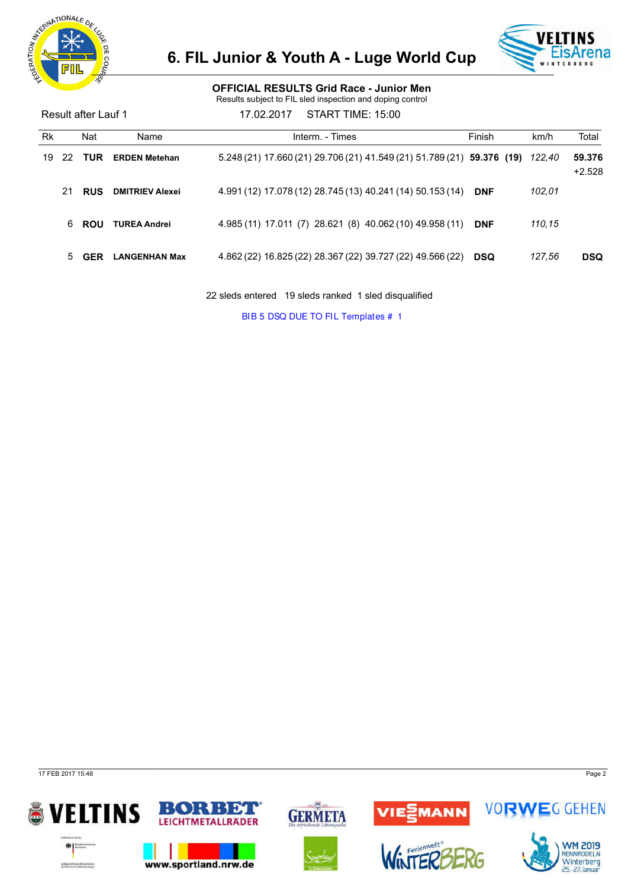# 6. FIL Junior & Youth A - Luge World Cup

## OFFICIAL RESULTS Grid Race - Junior Men

Results subject to FIL sled inspection and doping control

Result after Lauf 1 17.02.2017 START TIME: 15:00

| Rk | | Nat | Name | Interm. - Times | Finish | km/h | Total |
|---|---|---|---|---|---|---|---|
| 19 | 22 | TUR | **ERDEN Metehan** | 5.248 (21) 17.660 (21) 29.706 (21) 41.549 (21) 51.789 (21) | **59.376 (19)** | *122,40* | **59.376** +2.528 |
| | 21 | RUS | **DMITRIEV Alexei** | 4.991 (12) 17.078 (12) 28.745 (13) 40.241 (14) 50.153 (14) | **DNF** | *102,01* | |
| | 6 | ROU | **TUREA Andrei** | 4.985 (11) 17.011 (7) 28.621 (8) 40.062 (10) 49.958 (11) | **DNF** | *110,15* | |
| | 5 | GER | **LANGENHAN Max** | 4.862 (22) 16.825 (22) 28.367 (22) 39.727 (22) 49.566 (22) | **DSQ** | *127,56* | **DSQ** |

22 sleds entered 19 sleds ranked 1 sled disqualified

BIB 5 DSQ DUE TO FIL Templates # 1

17 FEB 2017 15:48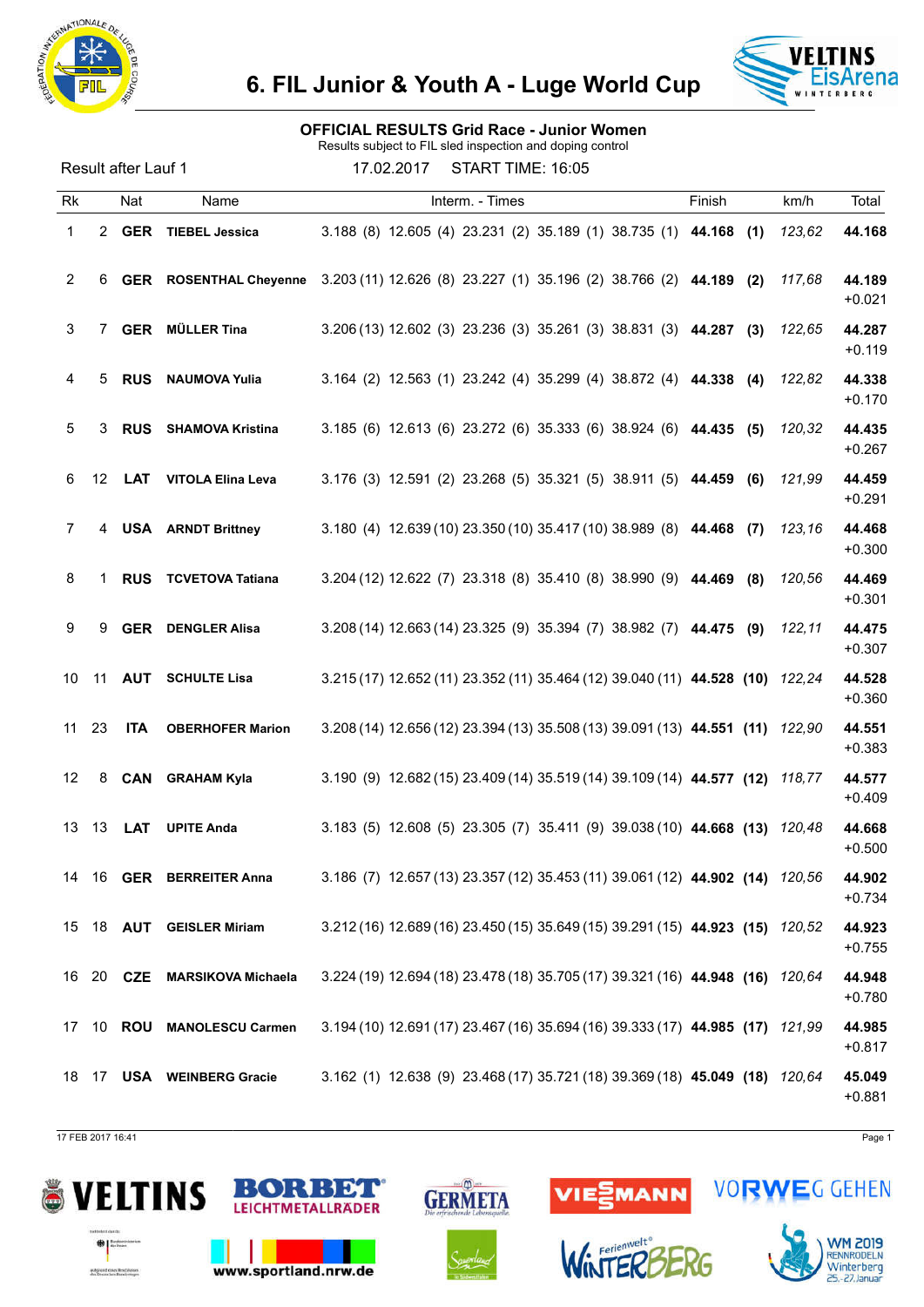# 6. FIL Junior & Youth A - Luge World Cup

## OFFICIAL RESULTS Grid Race - Junior Women

Results subject to FIL sled inspection and doping control

Result after Lauf 1 17.02.2017 START TIME: 16:05

| Rk | | Nat | Name | Interm. - Times | | | | | Finish | | km/h | Total |
|---|---|---|---|---|---|---|---|---|---|---|---|---|
| 1 | 2 | GER | TIEBEL Jessica | 3.188 (8) | 12.605 (4) | 23.231 (2) | 35.189 (1) | 38.735 (1) | **44.168** | **(1)** | *123,62* | **44.168** |
| 2 | 6 | GER | ROSENTHAL Cheyenne | 3.203 (11) | 12.626 (8) | 23.227 (1) | 35.196 (2) | 38.766 (2) | **44.189** | **(2)** | *117,68* | **44.189** +0.021 |
| 3 | 7 | GER | MÜLLER Tina | 3.206 (13) | 12.602 (3) | 23.236 (3) | 35.261 (3) | 38.831 (3) | **44.287** | **(3)** | *122,65* | **44.287** +0.119 |
| 4 | 5 | RUS | NAUMOVA Yulia | 3.164 (2) | 12.563 (1) | 23.242 (4) | 35.299 (4) | 38.872 (4) | **44.338** | **(4)** | *122,82* | **44.338** +0.170 |
| 5 | 3 | RUS | SHAMOVA Kristina | 3.185 (6) | 12.613 (6) | 23.272 (6) | 35.333 (6) | 38.924 (6) | **44.435** | **(5)** | *120,32* | **44.435** +0.267 |
| 6 | 12 | LAT | VITOLA Elina Leva | 3.176 (3) | 12.591 (2) | 23.268 (5) | 35.321 (5) | 38.911 (5) | **44.459** | **(6)** | *121,99* | **44.459** +0.291 |
| 7 | 4 | USA | ARNDT Brittney | 3.180 (4) | 12.639 (10) | 23.350 (10) | 35.417 (10) | 38.989 (8) | **44.468** | **(7)** | *123,16* | **44.468** +0.300 |
| 8 | 1 | RUS | TCVETOVA Tatiana | 3.204 (12) | 12.622 (7) | 23.318 (8) | 35.410 (8) | 38.990 (9) | **44.469** | **(8)** | *120,56* | **44.469** +0.301 |
| 9 | 9 | GER | DENGLER Alisa | 3.208 (14) | 12.663 (14) | 23.325 (9) | 35.394 (7) | 38.982 (7) | **44.475** | **(9)** | *122,11* | **44.475** +0.307 |
| 10 | 11 | AUT | SCHULTE Lisa | 3.215 (17) | 12.652 (11) | 23.352 (11) | 35.464 (12) | 39.040 (11) | **44.528** | **(10)** | *122,24* | **44.528** +0.360 |
| 11 | 23 | ITA | OBERHOFER Marion | 3.208 (14) | 12.656 (12) | 23.394 (13) | 35.508 (13) | 39.091 (13) | **44.551** | **(11)** | *122,90* | **44.551** +0.383 |
| 12 | 8 | CAN | GRAHAM Kyla | 3.190 (9) | 12.682 (15) | 23.409 (14) | 35.519 (14) | 39.109 (14) | **44.577** | **(12)** | *118,77* | **44.577** +0.409 |
| 13 | 13 | LAT | UPITE Anda | 3.183 (5) | 12.608 (5) | 23.305 (7) | 35.411 (9) | 39.038 (10) | **44.668** | **(13)** | *120,48* | **44.668** +0.500 |
| 14 | 16 | GER | BERREITER Anna | 3.186 (7) | 12.657 (13) | 23.357 (12) | 35.453 (11) | 39.061 (12) | **44.902** | **(14)** | *120,56* | **44.902** +0.734 |
| 15 | 18 | AUT | GEISLER Miriam | 3.212 (16) | 12.689 (16) | 23.450 (15) | 35.649 (15) | 39.291 (15) | **44.923** | **(15)** | *120,52* | **44.923** +0.755 |
| 16 | 20 | CZE | MARSIKOVA Michaela | 3.224 (19) | 12.694 (18) | 23.478 (18) | 35.705 (17) | 39.321 (16) | **44.948** | **(16)** | *120,64* | **44.948** +0.780 |
| 17 | 10 | ROU | MANOLESCU Carmen | 3.194 (10) | 12.691 (17) | 23.467 (16) | 35.694 (16) | 39.333 (17) | **44.985** | **(17)** | *121,99* | **44.985** +0.817 |
| 18 | 17 | USA | WEINBERG Gracie | 3.162 (1) | 12.638 (9) | 23.468 (17) | 35.721 (18) | 39.369 (18) | **45.049** | **(18)** | *120,64* | **45.049** +0.881 |

17 FEB 2017 16:41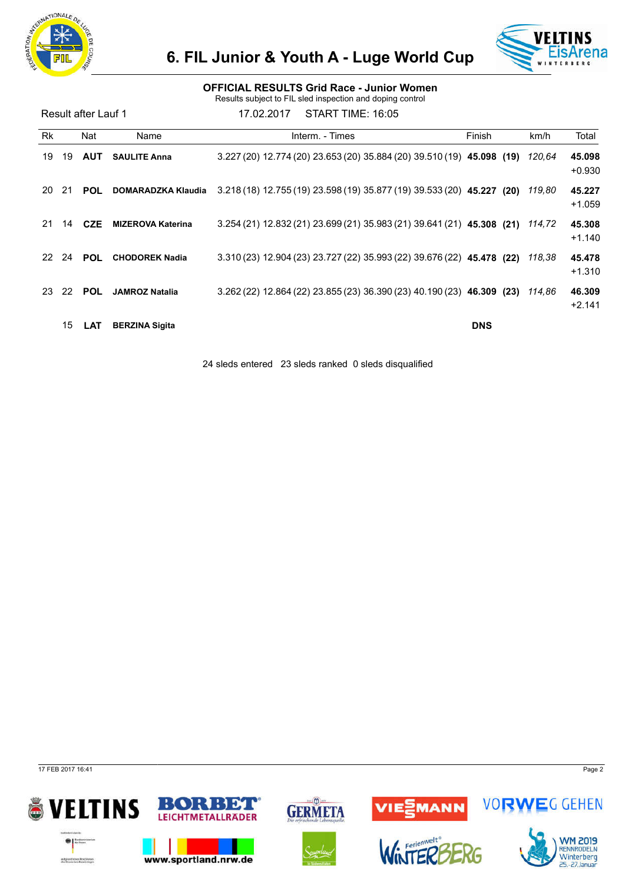# 6. FIL Junior & Youth A - Luge World Cup

## OFFICIAL RESULTS Grid Race - Junior Women

Results subject to FIL sled inspection and doping control

Result after Lauf 1 &nbsp;&nbsp;&nbsp; 17.02.2017 &nbsp;&nbsp;&nbsp; START TIME: 16:05

| Rk | | Nat | Name | Interm. - Times | | | | | Finish | | km/h | Total |
|---|---|---|---|---|---|---|---|---|---|---|---|---|
| 19 | 19 | **AUT** | **SAULITE Anna** | 3.227 (20) | 12.774 (20) | 23.653 (20) | 35.884 (20) | 39.510 (19) | **45.098** | **(19)** | *120,64* | **45.098** +0.930 |
| 20 | 21 | **POL** | **DOMARADZKA Klaudia** | 3.218 (18) | 12.755 (19) | 23.598 (19) | 35.877 (19) | 39.533 (20) | **45.227** | **(20)** | *119,80* | **45.227** +1.059 |
| 21 | 14 | **CZE** | **MIZEROVA Katerina** | 3.254 (21) | 12.832 (21) | 23.699 (21) | 35.983 (21) | 39.641 (21) | **45.308** | **(21)** | *114,72* | **45.308** +1.140 |
| 22 | 24 | **POL** | **CHODOREK Nadia** | 3.310 (23) | 12.904 (23) | 23.727 (22) | 35.993 (22) | 39.676 (22) | **45.478** | **(22)** | *118,38* | **45.478** +1.310 |
| 23 | 22 | **POL** | **JAMROZ Natalia** | 3.262 (22) | 12.864 (22) | 23.855 (23) | 36.390 (23) | 40.190 (23) | **46.309** | **(23)** | *114,86* | **46.309** +2.141 |
| | 15 | **LAT** | **BERZINA Sigita** | | | | | | **DNS** | | | |

24 sleds entered &nbsp; 23 sleds ranked &nbsp; 0 sleds disqualified

17 FEB 2017 16:41